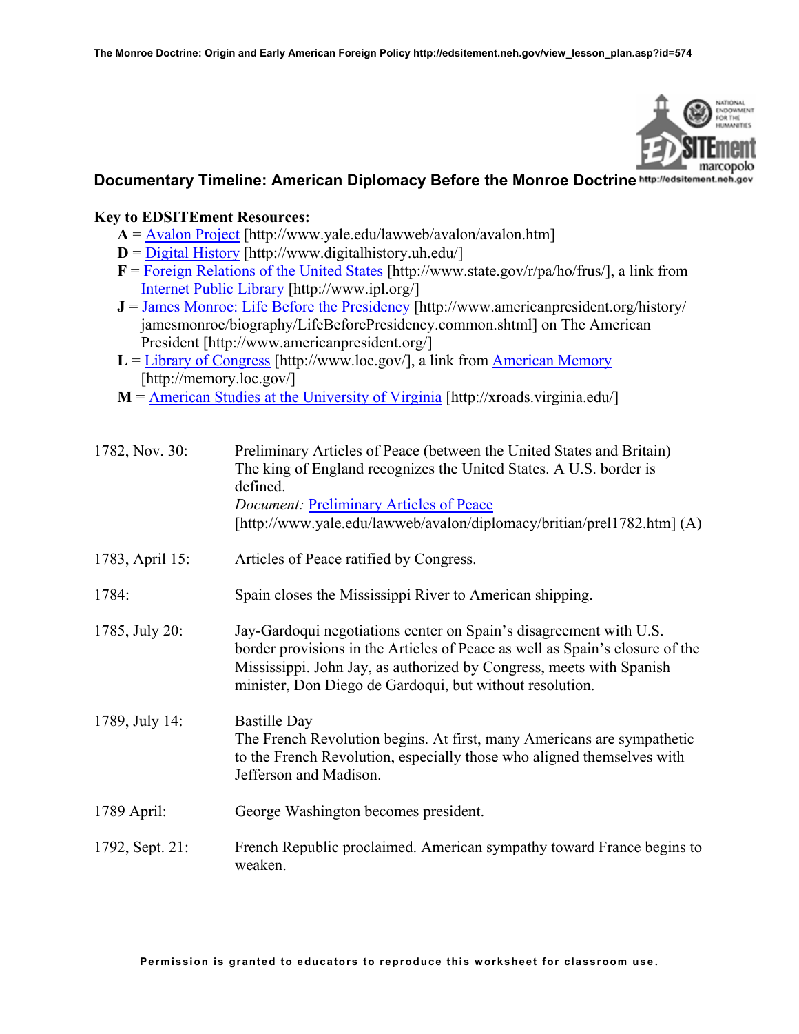## Documentary Timeline: American Diplomacy Before the Monroe Doctrine

**Key to EDSITEment Resources:**

- **A** = Avalon Project [http://www.yale.edu/lawweb/avalon/avalon.htm]
- **D** = Digital History [http://www.digitalhistory.uh.edu/]
- **F** = Foreign Relations of the United States [http://www.state.gov/r/pa/ho/frus/], a link from Internet Public Library [http://www.ipl.org/]
- **J** = James Monroe: Life Before the Presidency [http://www.americanpresident.org/history/jamesmonroe/biography/LifeBeforePresidency.common.shtml] on The American President [http://www.americanpresident.org/]
- **L** = Library of Congress [http://www.loc.gov/], a link from American Memory [http://memory.loc.gov/]
- **M** = American Studies at the University of Virginia [http://xroads.virginia.edu/]

| | |
|---|---|
| 1782, Nov. 30: | Preliminary Articles of Peace (between the United States and Britain) The king of England recognizes the United States. A U.S. border is defined. *Document:* Preliminary Articles of Peace [http://www.yale.edu/lawweb/avalon/diplomacy/britian/prel1782.htm] (A) |
| 1783, April 15: | Articles of Peace ratified by Congress. |
| 1784: | Spain closes the Mississippi River to American shipping. |
| 1785, July 20: | Jay-Gardoqui negotiations center on Spain's disagreement with U.S. border provisions in the Articles of Peace as well as Spain's closure of the Mississippi. John Jay, as authorized by Congress, meets with Spanish minister, Don Diego de Gardoqui, but without resolution. |
| 1789, July 14: | Bastille Day The French Revolution begins. At first, many Americans are sympathetic to the French Revolution, especially those who aligned themselves with Jefferson and Madison. |
| 1789 April: | George Washington becomes president. |
| 1792, Sept. 21: | French Republic proclaimed. American sympathy toward France begins to weaken. |

Permission is granted to educators to reproduce this worksheet for classroom use.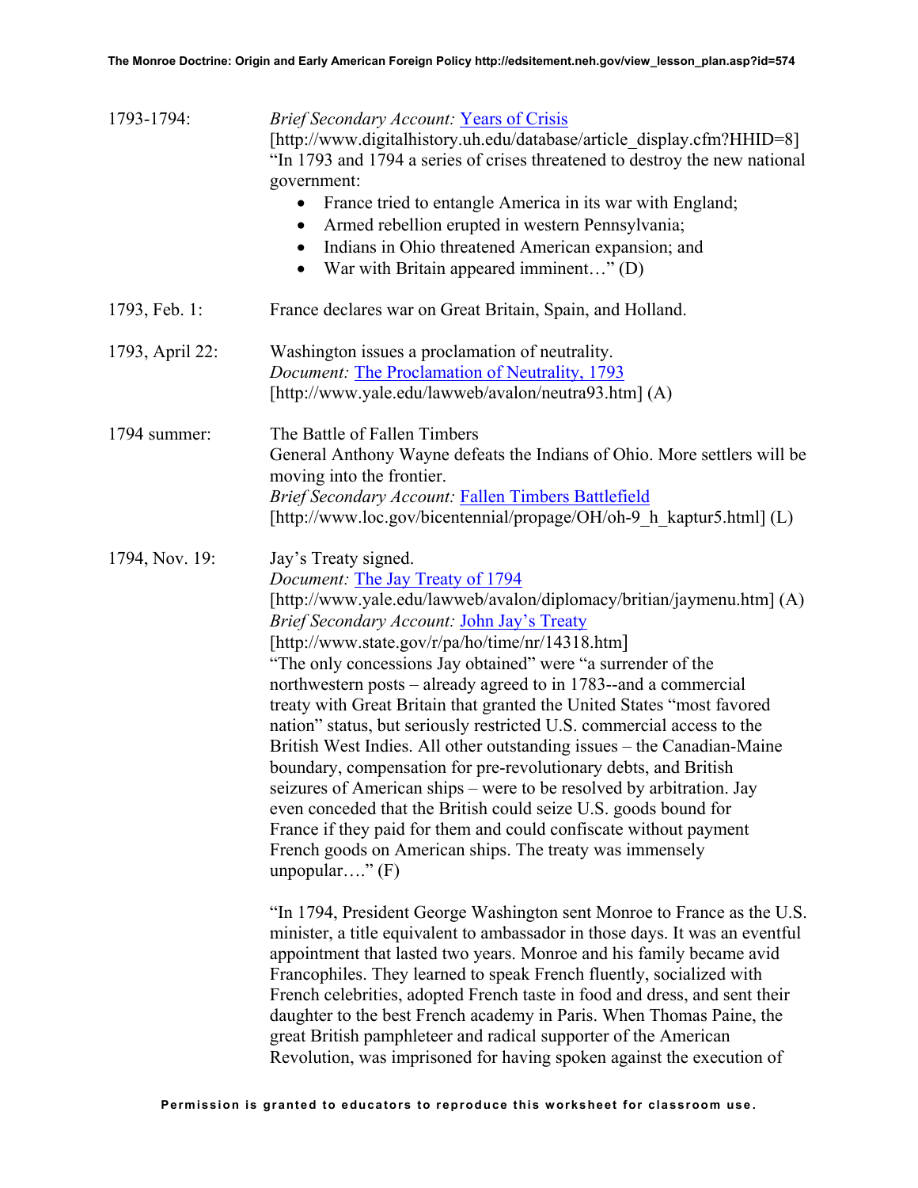| | |
|---|---|
| 1793-1794: | *Brief Secondary Account:* [Years of Crisis](http://www.digitalhistory.uh.edu/database/article_display.cfm?HHID=8) [http://www.digitalhistory.uh.edu/database/article_display.cfm?HHID=8] "In 1793 and 1794 a series of crises threatened to destroy the new national government:<br>• France tried to entangle America in its war with England;<br>• Armed rebellion erupted in western Pennsylvania;<br>• Indians in Ohio threatened American expansion; and<br>• War with Britain appeared imminent…" (D) |
| 1793, Feb. 1: | France declares war on Great Britain, Spain, and Holland. |
| 1793, April 22: | Washington issues a proclamation of neutrality.<br>*Document:* [The Proclamation of Neutrality, 1793](http://www.yale.edu/lawweb/avalon/neutra93.htm) [http://www.yale.edu/lawweb/avalon/neutra93.htm] (A) |
| 1794 summer: | The Battle of Fallen Timbers<br>General Anthony Wayne defeats the Indians of Ohio. More settlers will be moving into the frontier.<br>*Brief Secondary Account:* [Fallen Timbers Battlefield](http://www.loc.gov/bicentennial/propage/OH/oh-9_h_kaptur5.html) [http://www.loc.gov/bicentennial/propage/OH/oh-9_h_kaptur5.html] (L) |
| 1794, Nov. 19: | Jay's Treaty signed.<br>*Document:* [The Jay Treaty of 1794](http://www.yale.edu/lawweb/avalon/diplomacy/britian/jaymenu.htm) [http://www.yale.edu/lawweb/avalon/diplomacy/britian/jaymenu.htm] (A)<br>*Brief Secondary Account:* [John Jay's Treaty](http://www.state.gov/r/pa/ho/time/nr/14318.htm) [http://www.state.gov/r/pa/ho/time/nr/14318.htm]<br>"The only concessions Jay obtained" were "a surrender of the northwestern posts – already agreed to in 1783--and a commercial treaty with Great Britain that granted the United States "most favored nation" status, but seriously restricted U.S. commercial access to the British West Indies. All other outstanding issues – the Canadian-Maine boundary, compensation for pre-revolutionary debts, and British seizures of American ships – were to be resolved by arbitration. Jay even conceded that the British could seize U.S. goods bound for France if they paid for them and could confiscate without payment French goods on American ships. The treaty was immensely unpopular…." (F)<br><br>"In 1794, President George Washington sent Monroe to France as the U.S. minister, a title equivalent to ambassador in those days. It was an eventful appointment that lasted two years. Monroe and his family became avid Francophiles. They learned to speak French fluently, socialized with French celebrities, adopted French taste in food and dress, and sent their daughter to the best French academy in Paris. When Thomas Paine, the great British pamphleteer and radical supporter of the American Revolution, was imprisoned for having spoken against the execution of |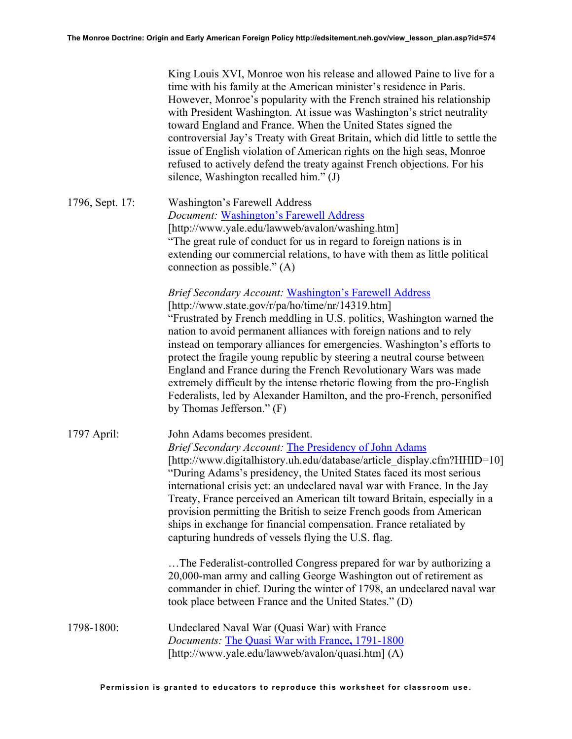King Louis XVI, Monroe won his release and allowed Paine to live for a time with his family at the American minister's residence in Paris. However, Monroe's popularity with the French strained his relationship with President Washington. At issue was Washington's strict neutrality toward England and France. When the United States signed the controversial Jay's Treaty with Great Britain, which did little to settle the issue of English violation of American rights on the high seas, Monroe refused to actively defend the treaty against French objections. For his silence, Washington recalled him." (J)

1796, Sept. 17: Washington's Farewell Address

*Document:* Washington's Farewell Address
[http://www.yale.edu/lawweb/avalon/washing.htm]
"The great rule of conduct for us in regard to foreign nations is in extending our commercial relations, to have with them as little political connection as possible." (A)

*Brief Secondary Account:* Washington's Farewell Address
[http://www.state.gov/r/pa/ho/time/nr/14319.htm]
"Frustrated by French meddling in U.S. politics, Washington warned the nation to avoid permanent alliances with foreign nations and to rely instead on temporary alliances for emergencies. Washington's efforts to protect the fragile young republic by steering a neutral course between England and France during the French Revolutionary Wars was made extremely difficult by the intense rhetoric flowing from the pro-English Federalists, led by Alexander Hamilton, and the pro-French, personified by Thomas Jefferson." (F)

1797 April: John Adams becomes president.

*Brief Secondary Account:* The Presidency of John Adams
[http://www.digitalhistory.uh.edu/database/article_display.cfm?HHID=10]
"During Adams's presidency, the United States faced its most serious international crisis yet: an undeclared naval war with France. In the Jay Treaty, France perceived an American tilt toward Britain, especially in a provision permitting the British to seize French goods from American ships in exchange for financial compensation. France retaliated by capturing hundreds of vessels flying the U.S. flag.

…The Federalist-controlled Congress prepared for war by authorizing a 20,000-man army and calling George Washington out of retirement as commander in chief. During the winter of 1798, an undeclared naval war took place between France and the United States." (D)

1798-1800: Undeclared Naval War (Quasi War) with France

*Documents:* The Quasi War with France, 1791-1800
[http://www.yale.edu/lawweb/avalon/quasi.htm] (A)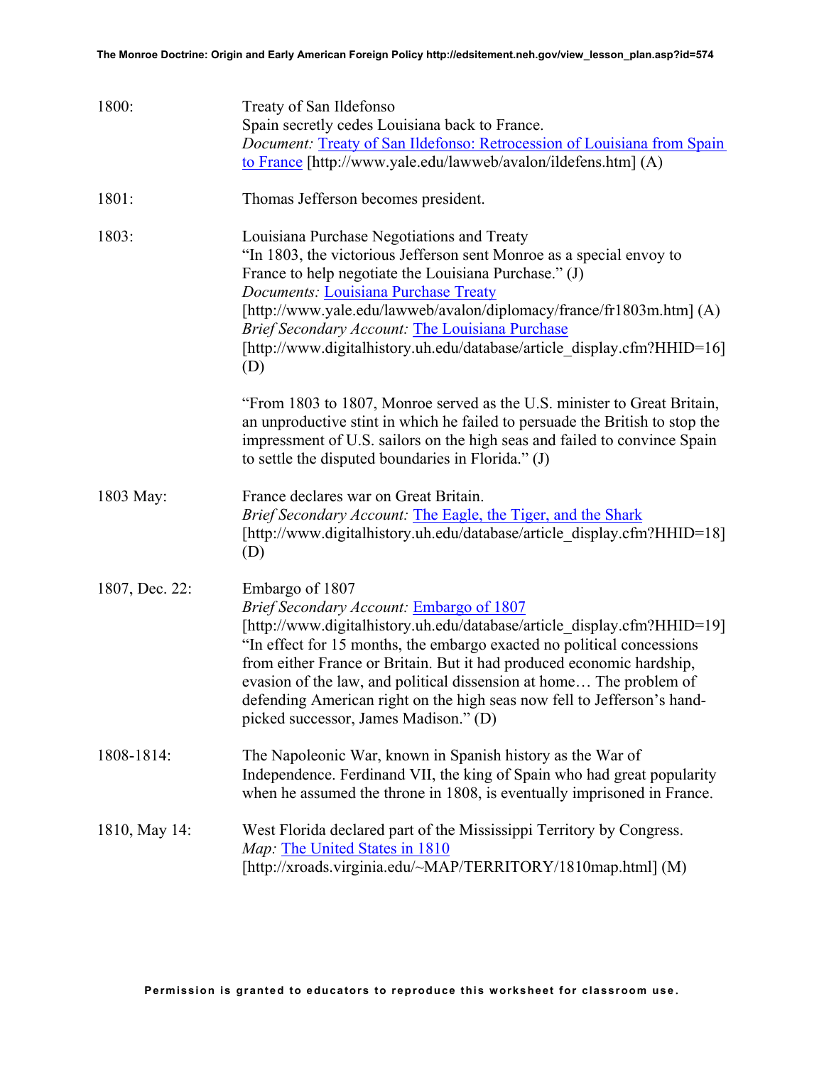| | |
|---|---|
| 1800: | Treaty of San Ildefonso<br>Spain secretly cedes Louisiana back to France.<br>*Document:* [Treaty of San Ildefonso: Retrocession of Louisiana from Spain to France](http://www.yale.edu/lawweb/avalon/ildefens.htm) [http://www.yale.edu/lawweb/avalon/ildefens.htm] (A) |
| 1801: | Thomas Jefferson becomes president. |
| 1803: | Louisiana Purchase Negotiations and Treaty<br>"In 1803, the victorious Jefferson sent Monroe as a special envoy to France to help negotiate the Louisiana Purchase." (J)<br>*Documents:* [Louisiana Purchase Treaty](http://www.yale.edu/lawweb/avalon/diplomacy/france/fr1803m.htm) [http://www.yale.edu/lawweb/avalon/diplomacy/france/fr1803m.htm] (A)<br>*Brief Secondary Account:* [The Louisiana Purchase](http://www.digitalhistory.uh.edu/database/article_display.cfm?HHID=16) [http://www.digitalhistory.uh.edu/database/article_display.cfm?HHID=16] (D)<br><br>"From 1803 to 1807, Monroe served as the U.S. minister to Great Britain, an unproductive stint in which he failed to persuade the British to stop the impressment of U.S. sailors on the high seas and failed to convince Spain to settle the disputed boundaries in Florida." (J) |
| 1803 May: | France declares war on Great Britain.<br>*Brief Secondary Account:* [The Eagle, the Tiger, and the Shark](http://www.digitalhistory.uh.edu/database/article_display.cfm?HHID=18) [http://www.digitalhistory.uh.edu/database/article_display.cfm?HHID=18] (D) |
| 1807, Dec. 22: | Embargo of 1807<br>*Brief Secondary Account:* [Embargo of 1807](http://www.digitalhistory.uh.edu/database/article_display.cfm?HHID=19) [http://www.digitalhistory.uh.edu/database/article_display.cfm?HHID=19]<br>"In effect for 15 months, the embargo exacted no political concessions from either France or Britain. But it had produced economic hardship, evasion of the law, and political dissension at home… The problem of defending American right on the high seas now fell to Jefferson's hand-picked successor, James Madison." (D) |
| 1808-1814: | The Napoleonic War, known in Spanish history as the War of Independence. Ferdinand VII, the king of Spain who had great popularity when he assumed the throne in 1808, is eventually imprisoned in France. |
| 1810, May 14: | West Florida declared part of the Mississippi Territory by Congress.<br>*Map:* [The United States in 1810](http://xroads.virginia.edu/~MAP/TERRITORY/1810map.html) [http://xroads.virginia.edu/~MAP/TERRITORY/1810map.html] (M) |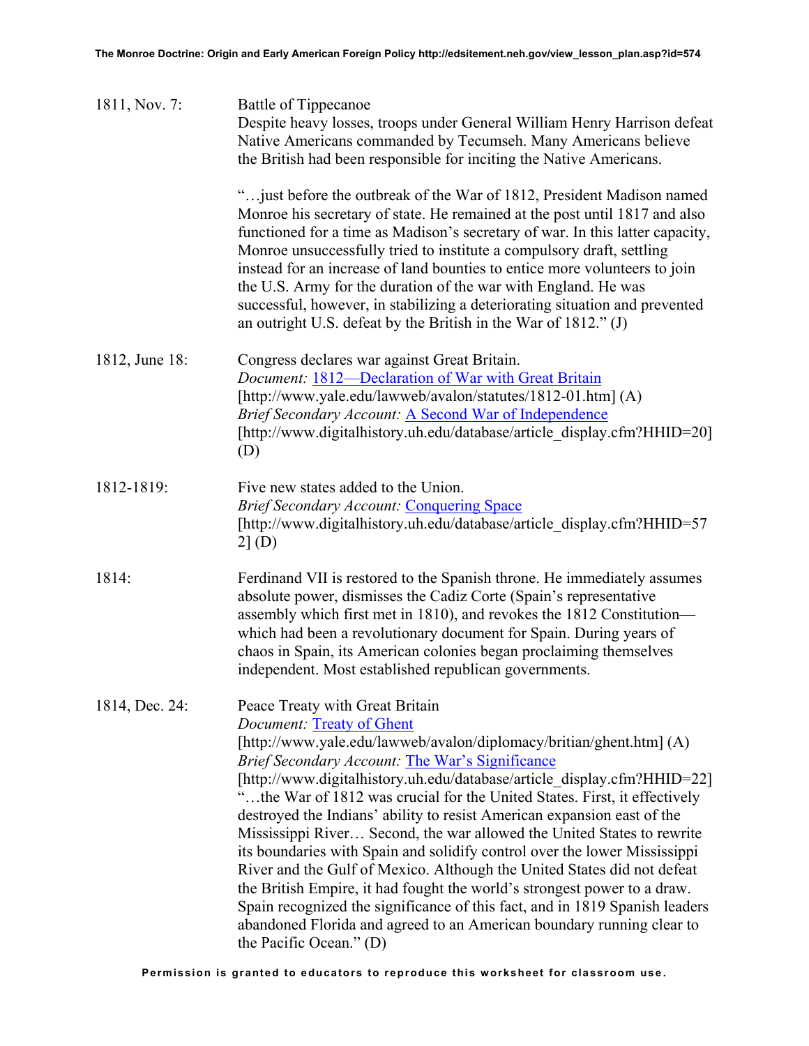1811, Nov. 7: Battle of Tippecanoe
Despite heavy losses, troops under General William Henry Harrison defeat Native Americans commanded by Tecumseh. Many Americans believe the British had been responsible for inciting the Native Americans.

"…just before the outbreak of the War of 1812, President Madison named Monroe his secretary of state. He remained at the post until 1817 and also functioned for a time as Madison's secretary of war. In this latter capacity, Monroe unsuccessfully tried to institute a compulsory draft, settling instead for an increase of land bounties to entice more volunteers to join the U.S. Army for the duration of the war with England. He was successful, however, in stabilizing a deteriorating situation and prevented an outright U.S. defeat by the British in the War of 1812." (J)

1812, June 18: Congress declares war against Great Britain.
*Document:* 1812—Declaration of War with Great Britain [http://www.yale.edu/lawweb/avalon/statutes/1812-01.htm] (A)
*Brief Secondary Account:* A Second War of Independence [http://www.digitalhistory.uh.edu/database/article_display.cfm?HHID=20] (D)

1812-1819: Five new states added to the Union.
*Brief Secondary Account:* Conquering Space [http://www.digitalhistory.uh.edu/database/article_display.cfm?HHID=572] (D)

1814: Ferdinand VII is restored to the Spanish throne. He immediately assumes absolute power, dismisses the Cadiz Corte (Spain's representative assembly which first met in 1810), and revokes the 1812 Constitution—which had been a revolutionary document for Spain. During years of chaos in Spain, its American colonies began proclaiming themselves independent. Most established republican governments.

1814, Dec. 24: Peace Treaty with Great Britain
*Document:* Treaty of Ghent [http://www.yale.edu/lawweb/avalon/diplomacy/britian/ghent.htm] (A)
*Brief Secondary Account:* The War's Significance [http://www.digitalhistory.uh.edu/database/article_display.cfm?HHID=22]
"…the War of 1812 was crucial for the United States. First, it effectively destroyed the Indians' ability to resist American expansion east of the Mississippi River… Second, the war allowed the United States to rewrite its boundaries with Spain and solidify control over the lower Mississippi River and the Gulf of Mexico. Although the United States did not defeat the British Empire, it had fought the world's strongest power to a draw. Spain recognized the significance of this fact, and in 1819 Spanish leaders abandoned Florida and agreed to an American boundary running clear to the Pacific Ocean." (D)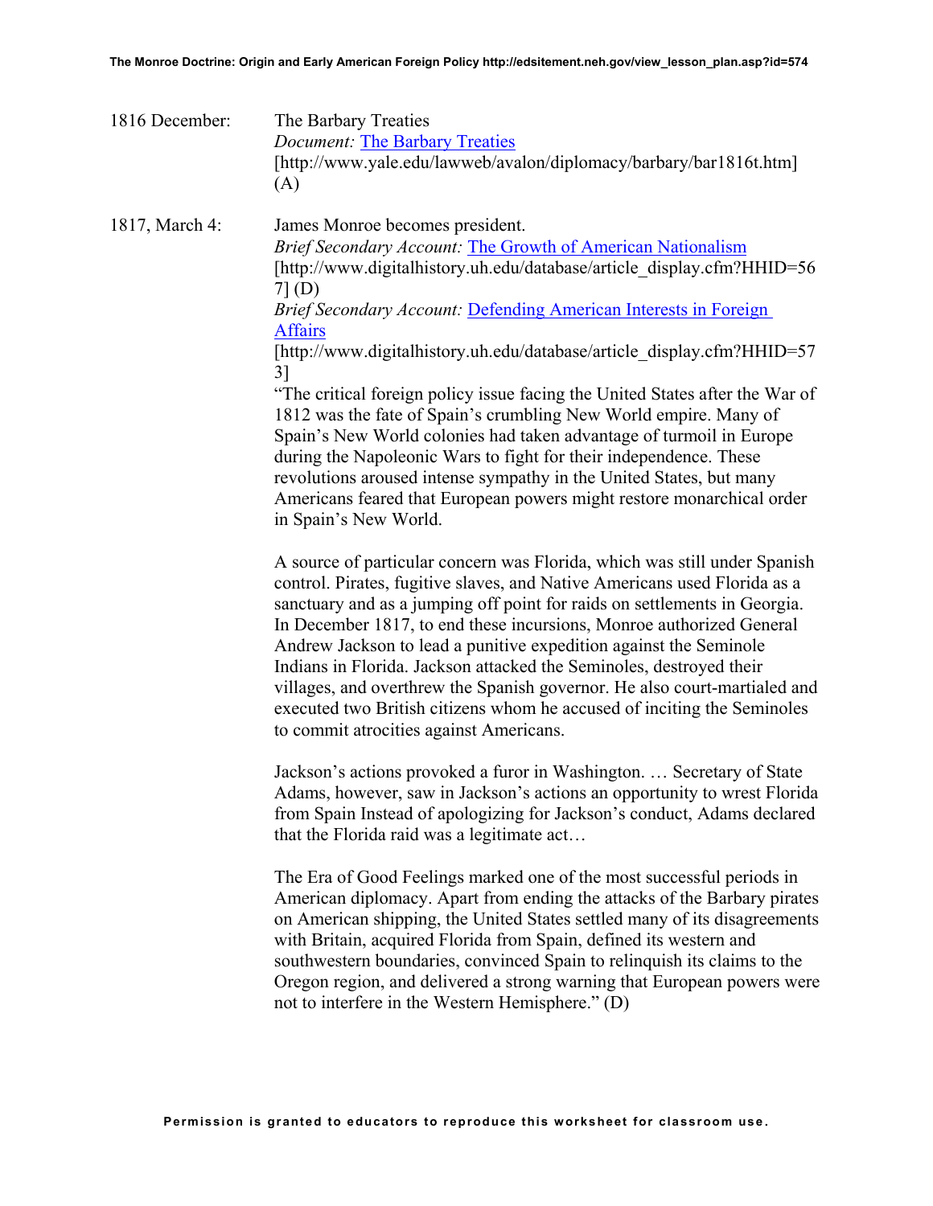1816 December: The Barbary Treaties
*Document:* [The Barbary Treaties](http://www.yale.edu/lawweb/avalon/diplomacy/barbary/bar1816t.htm)
[http://www.yale.edu/lawweb/avalon/diplomacy/barbary/bar1816t.htm] (A)

1817, March 4: James Monroe becomes president.
*Brief Secondary Account:* [The Growth of American Nationalism](http://www.digitalhistory.uh.edu/database/article_display.cfm?HHID=567)
[http://www.digitalhistory.uh.edu/database/article_display.cfm?HHID=567] (D)
*Brief Secondary Account:* [Defending American Interests in Foreign Affairs](http://www.digitalhistory.uh.edu/database/article_display.cfm?HHID=573)
[http://www.digitalhistory.uh.edu/database/article_display.cfm?HHID=573]

"The critical foreign policy issue facing the United States after the War of 1812 was the fate of Spain's crumbling New World empire. Many of Spain's New World colonies had taken advantage of turmoil in Europe during the Napoleonic Wars to fight for their independence. These revolutions aroused intense sympathy in the United States, but many Americans feared that European powers might restore monarchical order in Spain's New World.

A source of particular concern was Florida, which was still under Spanish control. Pirates, fugitive slaves, and Native Americans used Florida as a sanctuary and as a jumping off point for raids on settlements in Georgia. In December 1817, to end these incursions, Monroe authorized General Andrew Jackson to lead a punitive expedition against the Seminole Indians in Florida. Jackson attacked the Seminoles, destroyed their villages, and overthrew the Spanish governor. He also court-martialed and executed two British citizens whom he accused of inciting the Seminoles to commit atrocities against Americans.

Jackson's actions provoked a furor in Washington. … Secretary of State Adams, however, saw in Jackson's actions an opportunity to wrest Florida from Spain Instead of apologizing for Jackson's conduct, Adams declared that the Florida raid was a legitimate act…

The Era of Good Feelings marked one of the most successful periods in American diplomacy. Apart from ending the attacks of the Barbary pirates on American shipping, the United States settled many of its disagreements with Britain, acquired Florida from Spain, defined its western and southwestern boundaries, convinced Spain to relinquish its claims to the Oregon region, and delivered a strong warning that European powers were not to interfere in the Western Hemisphere." (D)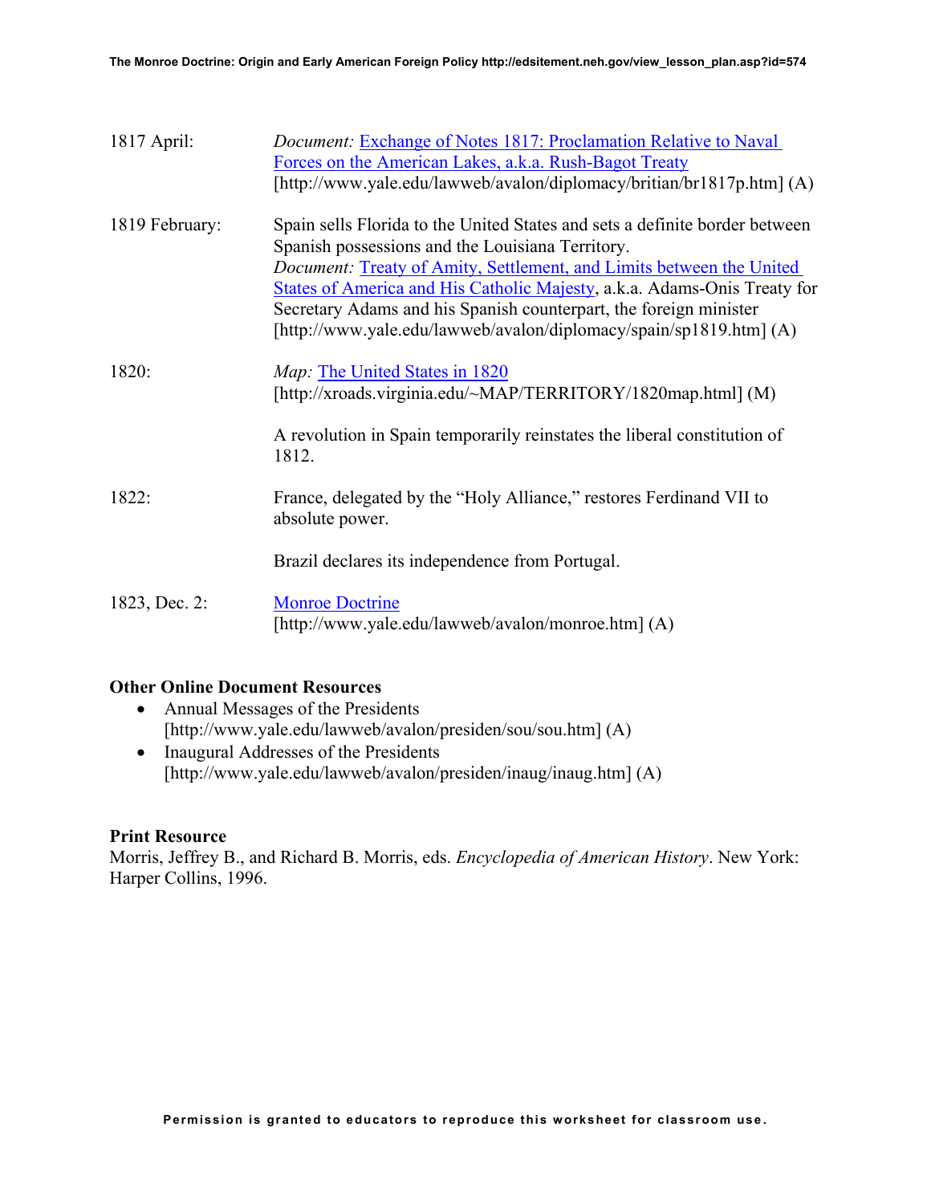| | |
|---|---|
| 1817 April: | *Document:* Exchange of Notes 1817: Proclamation Relative to Naval Forces on the American Lakes, a.k.a. Rush-Bagot Treaty [http://www.yale.edu/lawweb/avalon/diplomacy/britian/br1817p.htm] (A) |
| 1819 February: | Spain sells Florida to the United States and sets a definite border between Spanish possessions and the Louisiana Territory. *Document:* Treaty of Amity, Settlement, and Limits between the United States of America and His Catholic Majesty, a.k.a. Adams-Onis Treaty for Secretary Adams and his Spanish counterpart, the foreign minister [http://www.yale.edu/lawweb/avalon/diplomacy/spain/sp1819.htm] (A) |
| 1820: | *Map:* The United States in 1820 [http://xroads.virginia.edu/~MAP/TERRITORY/1820map.html] (M)<br><br>A revolution in Spain temporarily reinstates the liberal constitution of 1812. |
| 1822: | France, delegated by the "Holy Alliance," restores Ferdinand VII to absolute power.<br><br>Brazil declares its independence from Portugal. |
| 1823, Dec. 2: | Monroe Doctrine [http://www.yale.edu/lawweb/avalon/monroe.htm] (A) |

**Other Online Document Resources**

- Annual Messages of the Presidents [http://www.yale.edu/lawweb/avalon/presiden/sou/sou.htm] (A)
- Inaugural Addresses of the Presidents [http://www.yale.edu/lawweb/avalon/presiden/inaug/inaug.htm] (A)

**Print Resource**

Morris, Jeffrey B., and Richard B. Morris, eds. *Encyclopedia of American History*. New York: Harper Collins, 1996.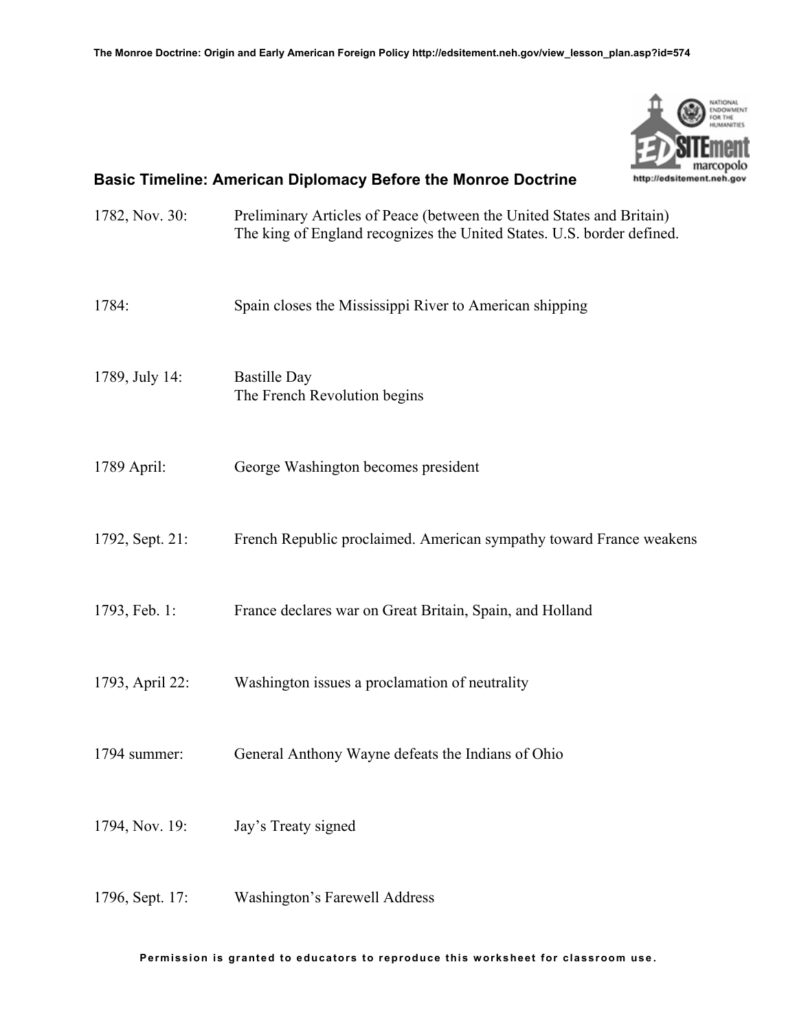## Basic Timeline: American Diplomacy Before the Monroe Doctrine

| | |
|---|---|
| 1782, Nov. 30: | Preliminary Articles of Peace (between the United States and Britain) The king of England recognizes the United States. U.S. border defined. |
| 1784: | Spain closes the Mississippi River to American shipping |
| 1789, July 14: | Bastille Day The French Revolution begins |
| 1789 April: | George Washington becomes president |
| 1792, Sept. 21: | French Republic proclaimed. American sympathy toward France weakens |
| 1793, Feb. 1: | France declares war on Great Britain, Spain, and Holland |
| 1793, April 22: | Washington issues a proclamation of neutrality |
| 1794 summer: | General Anthony Wayne defeats the Indians of Ohio |
| 1794, Nov. 19: | Jay's Treaty signed |
| 1796, Sept. 17: | Washington's Farewell Address |

Permission is granted to educators to reproduce this worksheet for classroom use.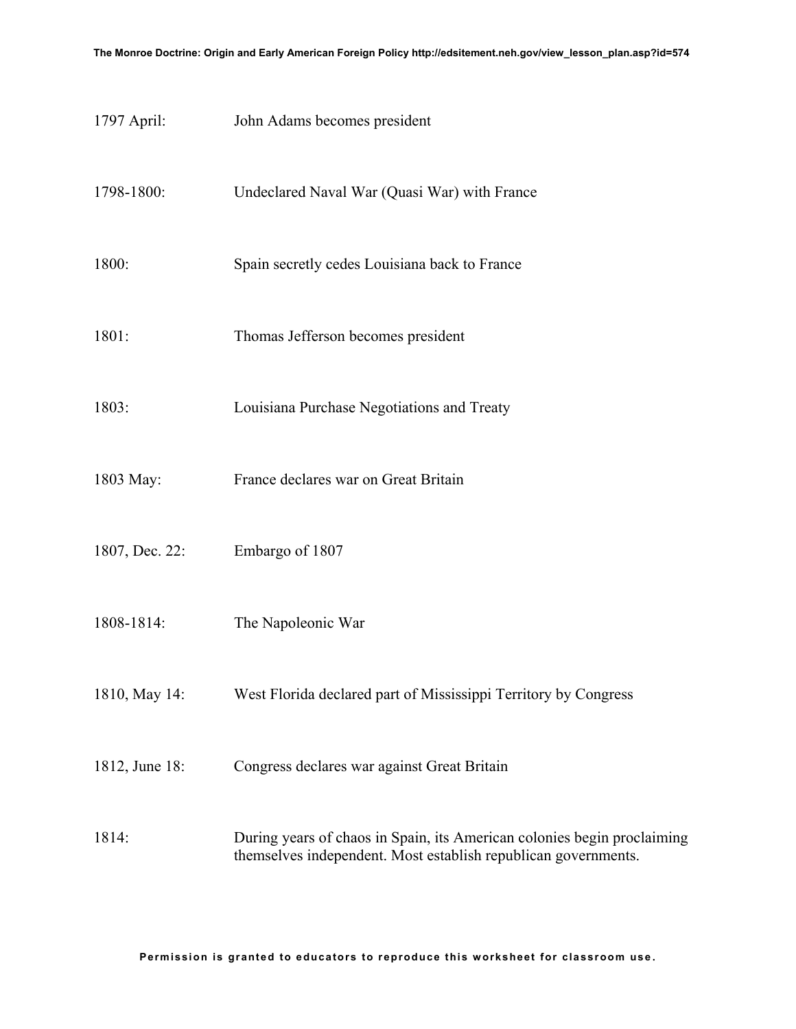| | |
|---|---|
| 1797 April: | John Adams becomes president |
| 1798-1800: | Undeclared Naval War (Quasi War) with France |
| 1800: | Spain secretly cedes Louisiana back to France |
| 1801: | Thomas Jefferson becomes president |
| 1803: | Louisiana Purchase Negotiations and Treaty |
| 1803 May: | France declares war on Great Britain |
| 1807, Dec. 22: | Embargo of 1807 |
| 1808-1814: | The Napoleonic War |
| 1810, May 14: | West Florida declared part of Mississippi Territory by Congress |
| 1812, June 18: | Congress declares war against Great Britain |
| 1814: | During years of chaos in Spain, its American colonies begin proclaiming themselves independent. Most establish republican governments. |

**Permission is granted to educators to reproduce this worksheet for classroom use.**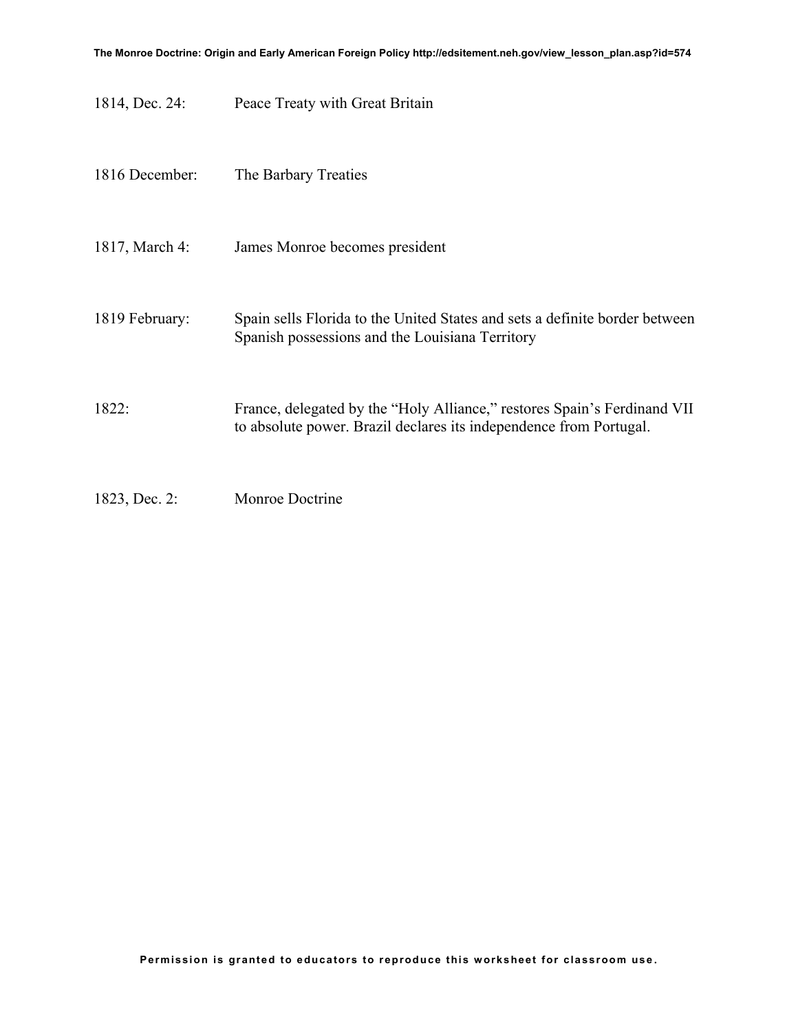| | |
|---|---|
| 1814, Dec. 24: | Peace Treaty with Great Britain |
| 1816 December: | The Barbary Treaties |
| 1817, March 4: | James Monroe becomes president |
| 1819 February: | Spain sells Florida to the United States and sets a definite border between Spanish possessions and the Louisiana Territory |
| 1822: | France, delegated by the "Holy Alliance," restores Spain's Ferdinand VII to absolute power. Brazil declares its independence from Portugal. |
| 1823, Dec. 2: | Monroe Doctrine |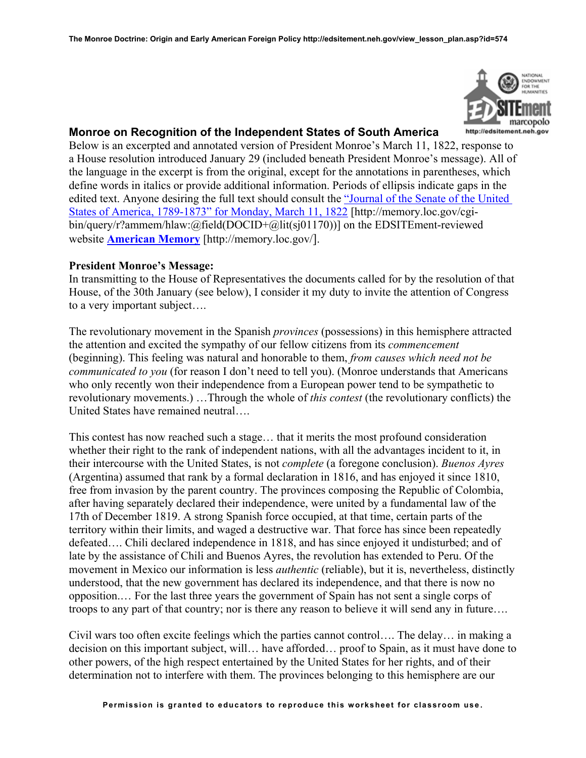## Monroe on Recognition of the Independent States of South America

Below is an excerpted and annotated version of President Monroe's March 11, 1822, response to a House resolution introduced January 29 (included beneath President Monroe's message). All of the language in the excerpt is from the original, except for the annotations in parentheses, which define words in italics or provide additional information. Periods of ellipsis indicate gaps in the edited text. Anyone desiring the full text should consult the "Journal of the Senate of the United States of America, 1789-1873" for Monday, March 11, 1822 [http://memory.loc.gov/cgi-bin/query/r?ammem/hlaw:@field(DOCID+@lit(sj01170))] on the EDSITEment-reviewed website **American Memory** [http://memory.loc.gov/].

**President Monroe's Message:**

In transmitting to the House of Representatives the documents called for by the resolution of that House, of the 30th January (see below), I consider it my duty to invite the attention of Congress to a very important subject….

The revolutionary movement in the Spanish *provinces* (possessions) in this hemisphere attracted the attention and excited the sympathy of our fellow citizens from its *commencement* (beginning). This feeling was natural and honorable to them, *from causes which need not be communicated to you* (for reason I don't need to tell you). (Monroe understands that Americans who only recently won their independence from a European power tend to be sympathetic to revolutionary movements.) …Through the whole of *this contest* (the revolutionary conflicts) the United States have remained neutral….

This contest has now reached such a stage… that it merits the most profound consideration whether their right to the rank of independent nations, with all the advantages incident to it, in their intercourse with the United States, is not *complete* (a foregone conclusion). *Buenos Ayres* (Argentina) assumed that rank by a formal declaration in 1816, and has enjoyed it since 1810, free from invasion by the parent country. The provinces composing the Republic of Colombia, after having separately declared their independence, were united by a fundamental law of the 17th of December 1819. A strong Spanish force occupied, at that time, certain parts of the territory within their limits, and waged a destructive war. That force has since been repeatedly defeated…. Chili declared independence in 1818, and has since enjoyed it undisturbed; and of late by the assistance of Chili and Buenos Ayres, the revolution has extended to Peru. Of the movement in Mexico our information is less *authentic* (reliable), but it is, nevertheless, distinctly understood, that the new government has declared its independence, and that there is now no opposition.… For the last three years the government of Spain has not sent a single corps of troops to any part of that country; nor is there any reason to believe it will send any in future….

Civil wars too often excite feelings which the parties cannot control…. The delay… in making a decision on this important subject, will… have afforded… proof to Spain, as it must have done to other powers, of the high respect entertained by the United States for her rights, and of their determination not to interfere with them. The provinces belonging to this hemisphere are our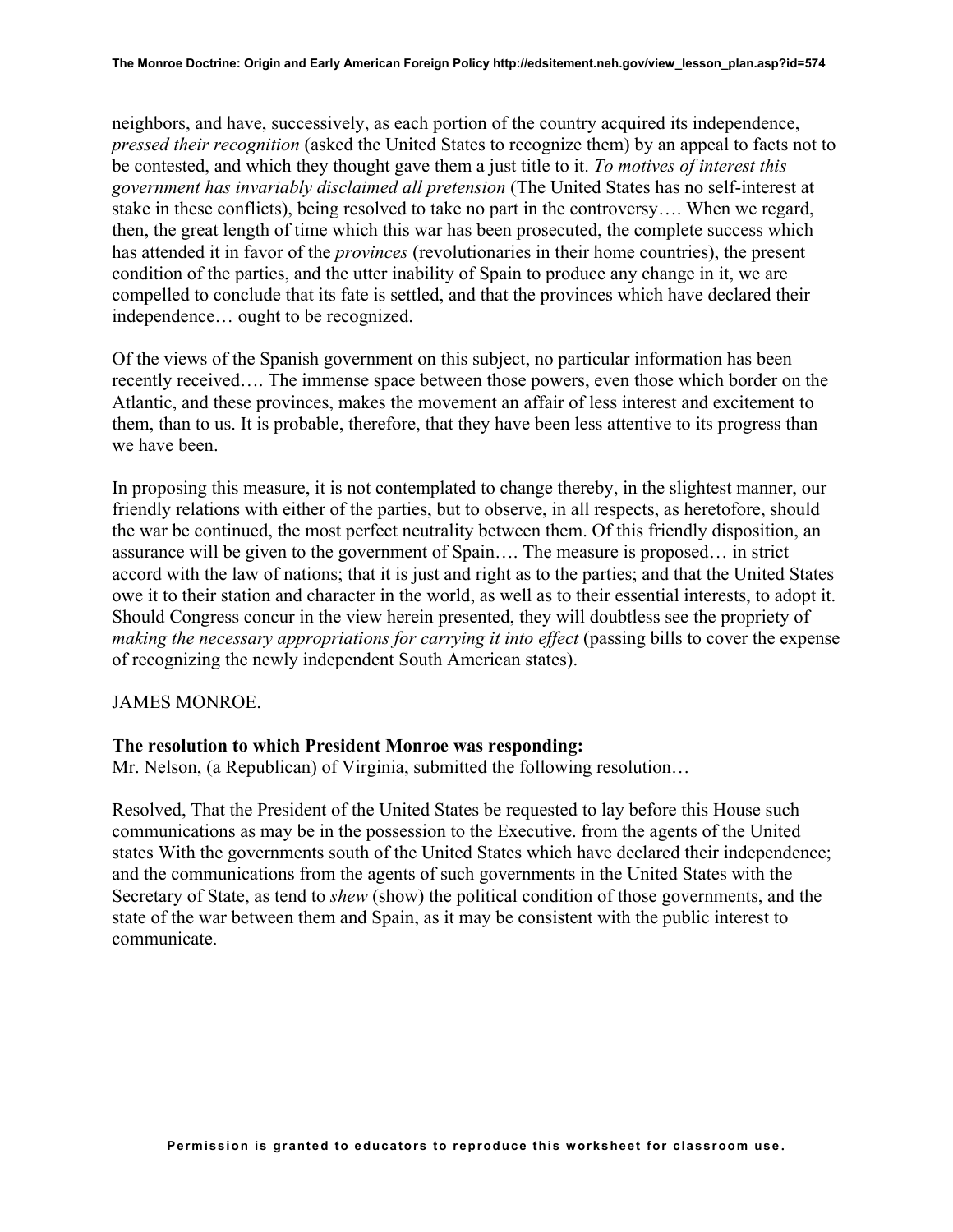neighbors, and have, successively, as each portion of the country acquired its independence, *pressed their recognition* (asked the United States to recognize them) by an appeal to facts not to be contested, and which they thought gave them a just title to it. *To motives of interest this government has invariably disclaimed all pretension* (The United States has no self-interest at stake in these conflicts), being resolved to take no part in the controversy…. When we regard, then, the great length of time which this war has been prosecuted, the complete success which has attended it in favor of the *provinces* (revolutionaries in their home countries), the present condition of the parties, and the utter inability of Spain to produce any change in it, we are compelled to conclude that its fate is settled, and that the provinces which have declared their independence… ought to be recognized.

Of the views of the Spanish government on this subject, no particular information has been recently received…. The immense space between those powers, even those which border on the Atlantic, and these provinces, makes the movement an affair of less interest and excitement to them, than to us. It is probable, therefore, that they have been less attentive to its progress than we have been.

In proposing this measure, it is not contemplated to change thereby, in the slightest manner, our friendly relations with either of the parties, but to observe, in all respects, as heretofore, should the war be continued, the most perfect neutrality between them. Of this friendly disposition, an assurance will be given to the government of Spain…. The measure is proposed… in strict accord with the law of nations; that it is just and right as to the parties; and that the United States owe it to their station and character in the world, as well as to their essential interests, to adopt it. Should Congress concur in the view herein presented, they will doubtless see the propriety of *making the necessary appropriations for carrying it into effect* (passing bills to cover the expense of recognizing the newly independent South American states).

JAMES MONROE.

**The resolution to which President Monroe was responding:**
Mr. Nelson, (a Republican) of Virginia, submitted the following resolution…

Resolved, That the President of the United States be requested to lay before this House such communications as may be in the possession to the Executive. from the agents of the United states With the governments south of the United States which have declared their independence; and the communications from the agents of such governments in the United States with the Secretary of State, as tend to *shew* (show) the political condition of those governments, and the state of the war between them and Spain, as it may be consistent with the public interest to communicate.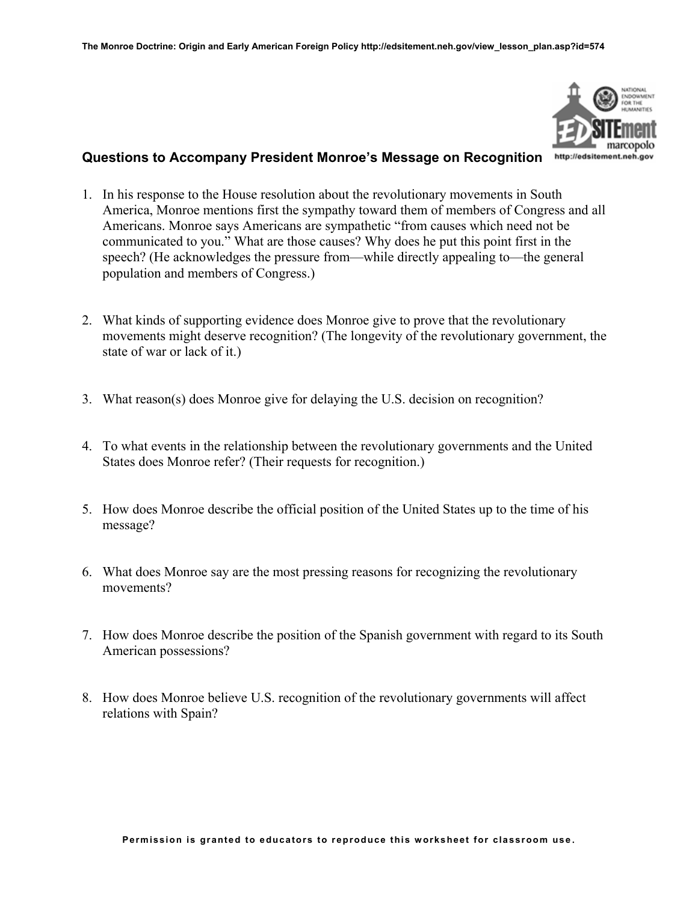## Questions to Accompany President Monroe's Message on Recognition

1. In his response to the House resolution about the revolutionary movements in South America, Monroe mentions first the sympathy toward them of members of Congress and all Americans. Monroe says Americans are sympathetic "from causes which need not be communicated to you." What are those causes? Why does he put this point first in the speech? (He acknowledges the pressure from—while directly appealing to—the general population and members of Congress.)

2. What kinds of supporting evidence does Monroe give to prove that the revolutionary movements might deserve recognition? (The longevity of the revolutionary government, the state of war or lack of it.)

3. What reason(s) does Monroe give for delaying the U.S. decision on recognition?

4. To what events in the relationship between the revolutionary governments and the United States does Monroe refer? (Their requests for recognition.)

5. How does Monroe describe the official position of the United States up to the time of his message?

6. What does Monroe say are the most pressing reasons for recognizing the revolutionary movements?

7. How does Monroe describe the position of the Spanish government with regard to its South American possessions?

8. How does Monroe believe U.S. recognition of the revolutionary governments will affect relations with Spain?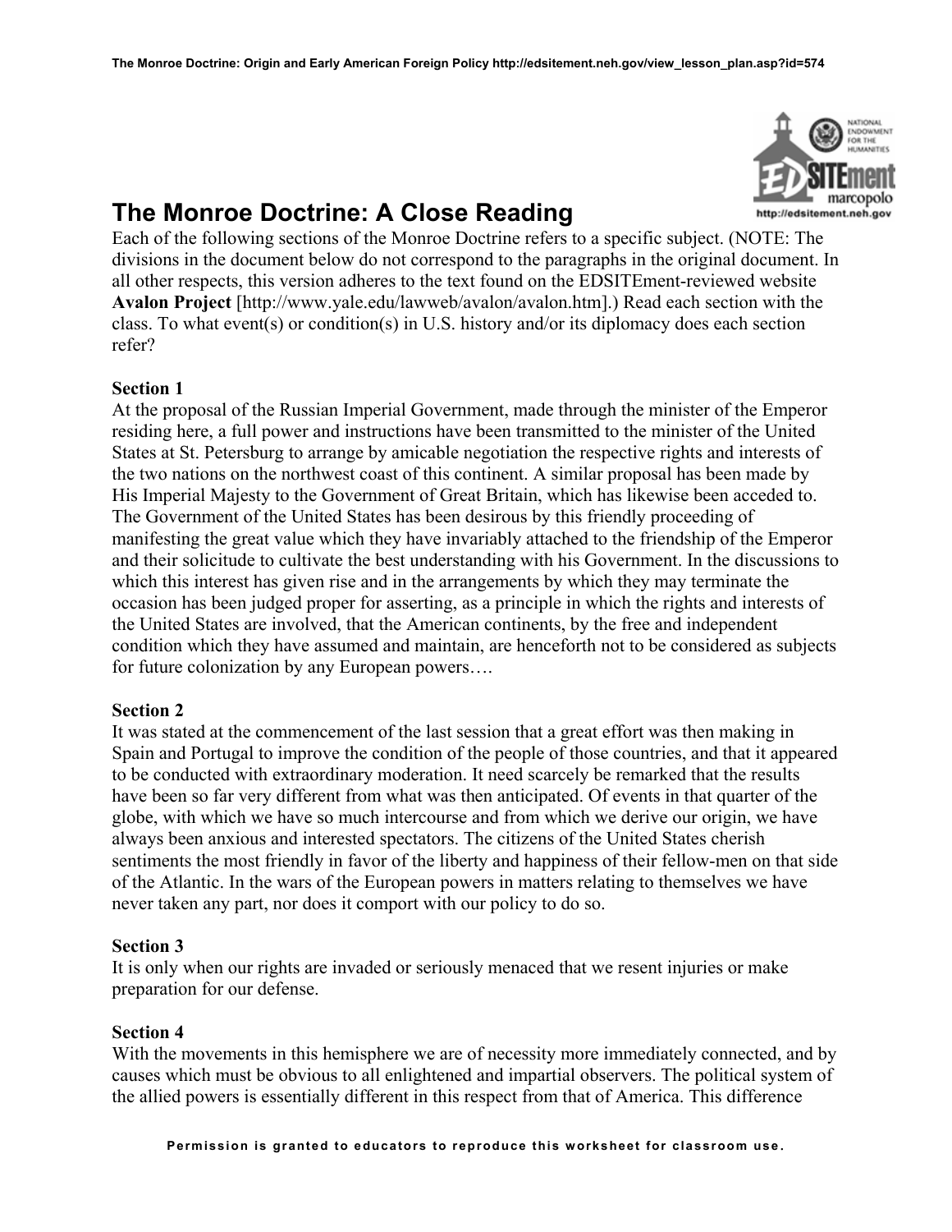# The Monroe Doctrine: A Close Reading

Each of the following sections of the Monroe Doctrine refers to a specific subject. (NOTE: The divisions in the document below do not correspond to the paragraphs in the original document. In all other respects, this version adheres to the text found on the EDSITEment-reviewed website **Avalon Project** [http://www.yale.edu/lawweb/avalon/avalon.htm].) Read each section with the class. To what event(s) or condition(s) in U.S. history and/or its diplomacy does each section refer?

**Section 1**

At the proposal of the Russian Imperial Government, made through the minister of the Emperor residing here, a full power and instructions have been transmitted to the minister of the United States at St. Petersburg to arrange by amicable negotiation the respective rights and interests of the two nations on the northwest coast of this continent. A similar proposal has been made by His Imperial Majesty to the Government of Great Britain, which has likewise been acceded to. The Government of the United States has been desirous by this friendly proceeding of manifesting the great value which they have invariably attached to the friendship of the Emperor and their solicitude to cultivate the best understanding with his Government. In the discussions to which this interest has given rise and in the arrangements by which they may terminate the occasion has been judged proper for asserting, as a principle in which the rights and interests of the United States are involved, that the American continents, by the free and independent condition which they have assumed and maintain, are henceforth not to be considered as subjects for future colonization by any European powers….

**Section 2**

It was stated at the commencement of the last session that a great effort was then making in Spain and Portugal to improve the condition of the people of those countries, and that it appeared to be conducted with extraordinary moderation. It need scarcely be remarked that the results have been so far very different from what was then anticipated. Of events in that quarter of the globe, with which we have so much intercourse and from which we derive our origin, we have always been anxious and interested spectators. The citizens of the United States cherish sentiments the most friendly in favor of the liberty and happiness of their fellow-men on that side of the Atlantic. In the wars of the European powers in matters relating to themselves we have never taken any part, nor does it comport with our policy to do so.

**Section 3**

It is only when our rights are invaded or seriously menaced that we resent injuries or make preparation for our defense.

**Section 4**

With the movements in this hemisphere we are of necessity more immediately connected, and by causes which must be obvious to all enlightened and impartial observers. The political system of the allied powers is essentially different in this respect from that of America. This difference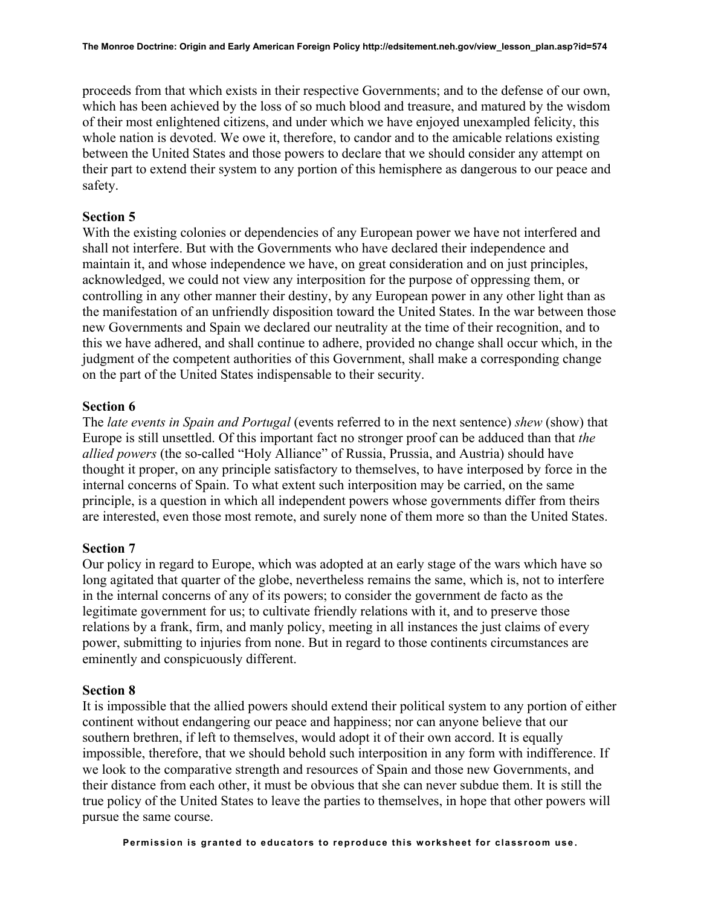proceeds from that which exists in their respective Governments; and to the defense of our own, which has been achieved by the loss of so much blood and treasure, and matured by the wisdom of their most enlightened citizens, and under which we have enjoyed unexampled felicity, this whole nation is devoted. We owe it, therefore, to candor and to the amicable relations existing between the United States and those powers to declare that we should consider any attempt on their part to extend their system to any portion of this hemisphere as dangerous to our peace and safety.

**Section 5**
With the existing colonies or dependencies of any European power we have not interfered and shall not interfere. But with the Governments who have declared their independence and maintain it, and whose independence we have, on great consideration and on just principles, acknowledged, we could not view any interposition for the purpose of oppressing them, or controlling in any other manner their destiny, by any European power in any other light than as the manifestation of an unfriendly disposition toward the United States. In the war between those new Governments and Spain we declared our neutrality at the time of their recognition, and to this we have adhered, and shall continue to adhere, provided no change shall occur which, in the judgment of the competent authorities of this Government, shall make a corresponding change on the part of the United States indispensable to their security.

**Section 6**
The *late events in Spain and Portugal* (events referred to in the next sentence) *shew* (show) that Europe is still unsettled. Of this important fact no stronger proof can be adduced than that *the allied powers* (the so-called "Holy Alliance" of Russia, Prussia, and Austria) should have thought it proper, on any principle satisfactory to themselves, to have interposed by force in the internal concerns of Spain. To what extent such interposition may be carried, on the same principle, is a question in which all independent powers whose governments differ from theirs are interested, even those most remote, and surely none of them more so than the United States.

**Section 7**
Our policy in regard to Europe, which was adopted at an early stage of the wars which have so long agitated that quarter of the globe, nevertheless remains the same, which is, not to interfere in the internal concerns of any of its powers; to consider the government de facto as the legitimate government for us; to cultivate friendly relations with it, and to preserve those relations by a frank, firm, and manly policy, meeting in all instances the just claims of every power, submitting to injuries from none. But in regard to those continents circumstances are eminently and conspicuously different.

**Section 8**
It is impossible that the allied powers should extend their political system to any portion of either continent without endangering our peace and happiness; nor can anyone believe that our southern brethren, if left to themselves, would adopt it of their own accord. It is equally impossible, therefore, that we should behold such interposition in any form with indifference. If we look to the comparative strength and resources of Spain and those new Governments, and their distance from each other, it must be obvious that she can never subdue them. It is still the true policy of the United States to leave the parties to themselves, in hope that other powers will pursue the same course.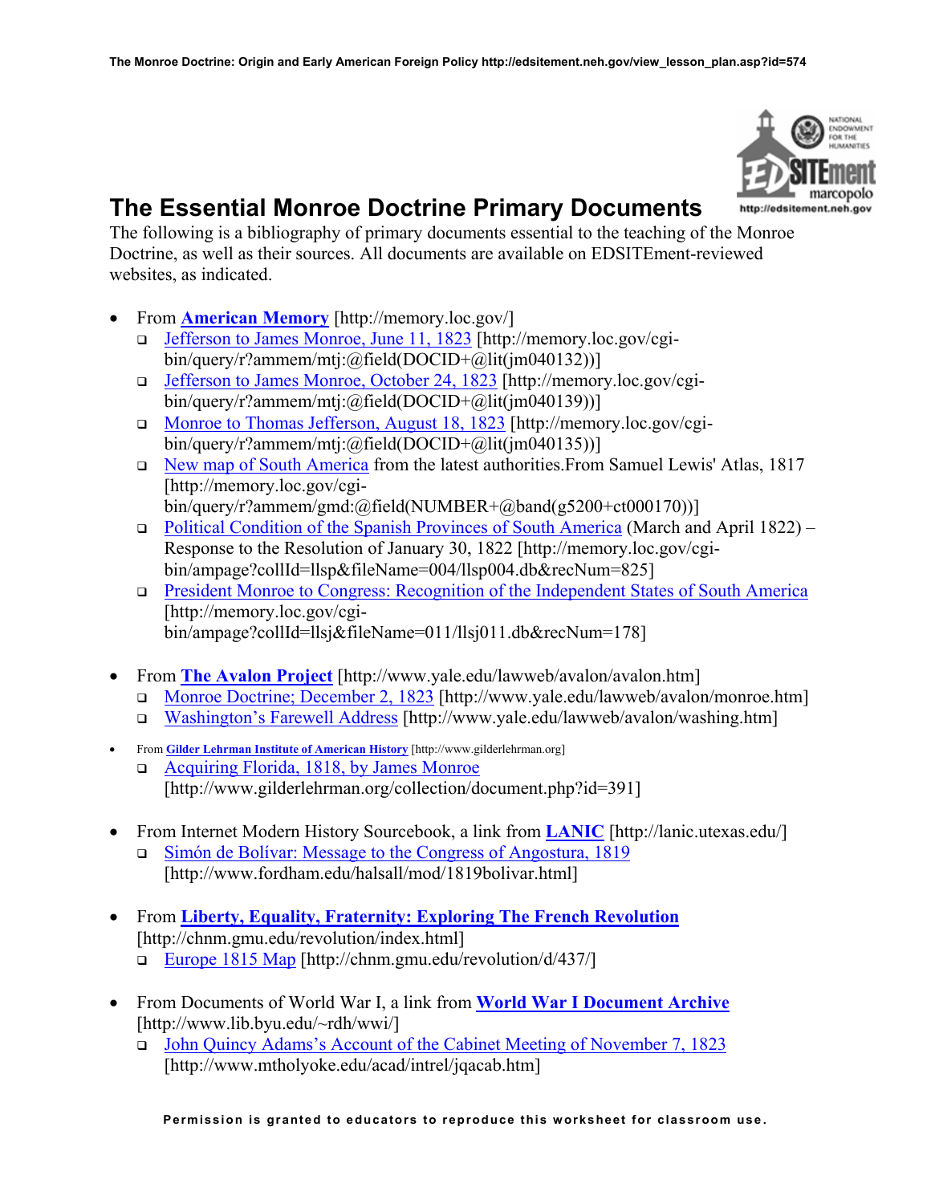# The Essential Monroe Doctrine Primary Documents

The following is a bibliography of primary documents essential to the teaching of the Monroe Doctrine, as well as their sources. All documents are available on EDSITEment-reviewed websites, as indicated.

- From **American Memory** [http://memory.loc.gov/]
  - Jefferson to James Monroe, June 11, 1823 [http://memory.loc.gov/cgi-bin/query/r?ammem/mtj:@field(DOCID+@lit(jm040132))]
  - Jefferson to James Monroe, October 24, 1823 [http://memory.loc.gov/cgi-bin/query/r?ammem/mtj:@field(DOCID+@lit(jm040139))]
  - Monroe to Thomas Jefferson, August 18, 1823 [http://memory.loc.gov/cgi-bin/query/r?ammem/mtj:@field(DOCID+@lit(jm040135))]
  - New map of South America from the latest authorities.From Samuel Lewis' Atlas, 1817 [http://memory.loc.gov/cgi-bin/query/r?ammem/gmd:@field(NUMBER+@band(g5200+ct000170))]
  - Political Condition of the Spanish Provinces of South America (March and April 1822) – Response to the Resolution of January 30, 1822 [http://memory.loc.gov/cgi-bin/ampage?collId=llsp&fileName=004/llsp004.db&recNum=825]
  - President Monroe to Congress: Recognition of the Independent States of South America [http://memory.loc.gov/cgi-bin/ampage?collId=llsj&fileName=011/llsj011.db&recNum=178]

- From **The Avalon Project** [http://www.yale.edu/lawweb/avalon/avalon.htm]
  - Monroe Doctrine; December 2, 1823 [http://www.yale.edu/lawweb/avalon/monroe.htm]
  - Washington's Farewell Address [http://www.yale.edu/lawweb/avalon/washing.htm]

- From **Gilder Lehrman Institute of American History** [http://www.gilderlehrman.org]
  - Acquiring Florida, 1818, by James Monroe [http://www.gilderlehrman.org/collection/document.php?id=391]

- From Internet Modern History Sourcebook, a link from **LANIC** [http://lanic.utexas.edu/]
  - Simón de Bolívar: Message to the Congress of Angostura, 1819 [http://www.fordham.edu/halsall/mod/1819bolivar.html]

- From **Liberty, Equality, Fraternity: Exploring The French Revolution** [http://chnm.gmu.edu/revolution/index.html]
  - Europe 1815 Map [http://chnm.gmu.edu/revolution/d/437/]

- From Documents of World War I, a link from **World War I Document Archive** [http://www.lib.byu.edu/~rdh/wwi/]
  - John Quincy Adams's Account of the Cabinet Meeting of November 7, 1823 [http://www.mtholyoke.edu/acad/intrel/jqacab.htm]

**Permission is granted to educators to reproduce this worksheet for classroom use.**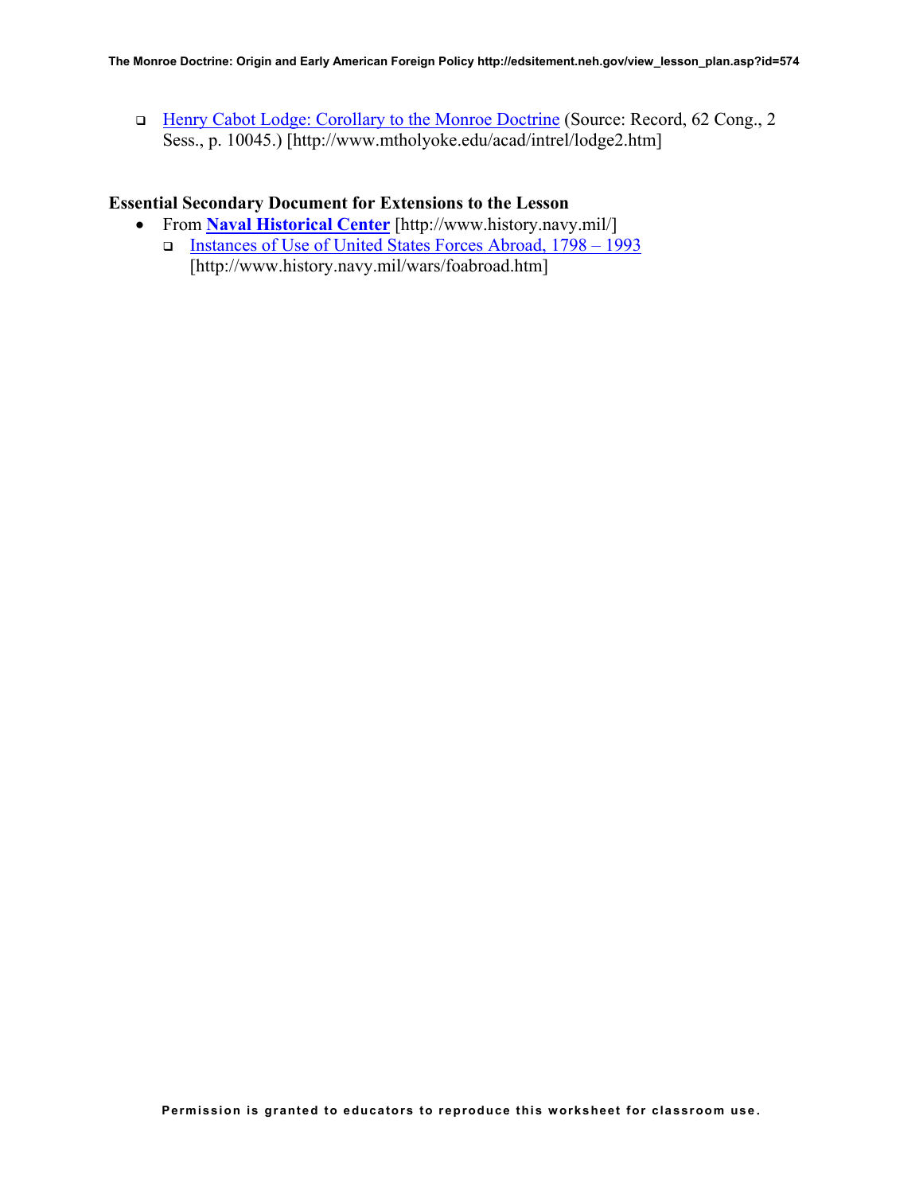- [Henry Cabot Lodge: Corollary to the Monroe Doctrine](http://www.mtholyoke.edu/acad/intrel/lodge2.htm) (Source: Record, 62 Cong., 2 Sess., p. 10045.) [http://www.mtholyoke.edu/acad/intrel/lodge2.htm]

**Essential Secondary Document for Extensions to the Lesson**

- From **[Naval Historical Center](http://www.history.navy.mil/)** [http://www.history.navy.mil/]
  - [Instances of Use of United States Forces Abroad, 1798 – 1993](http://www.history.navy.mil/wars/foabroad.htm) [http://www.history.navy.mil/wars/foabroad.htm]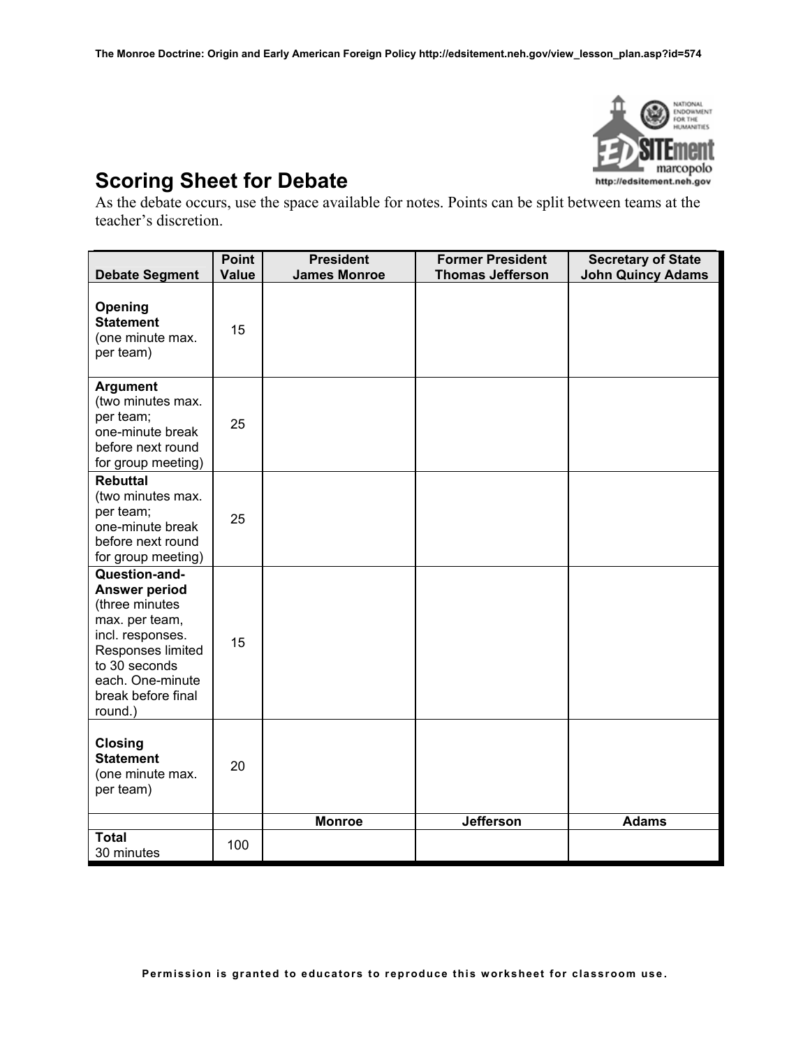## Scoring Sheet for Debate

As the debate occurs, use the space available for notes. Points can be split between teams at the teacher's discretion.

| Debate Segment | Point Value | President James Monroe | Former President Thomas Jefferson | Secretary of State John Quincy Adams |
|---|---|---|---|---|
| **Opening Statement** (one minute max. per team) | 15 | | | |
| **Argument** (two minutes max. per team; one-minute break before next round for group meeting) | 25 | | | |
| **Rebuttal** (two minutes max. per team; one-minute break before next round for group meeting) | 25 | | | |
| **Question-and-Answer period** (three minutes max. per team, incl. responses. Responses limited to 30 seconds each. One-minute break before final round.) | 15 | | | |
| **Closing Statement** (one minute max. per team) | 20 | | | |
| | | **Monroe** | **Jefferson** | **Adams** |
| **Total** 30 minutes | 100 | | | |

Permission is granted to educators to reproduce this worksheet for classroom use.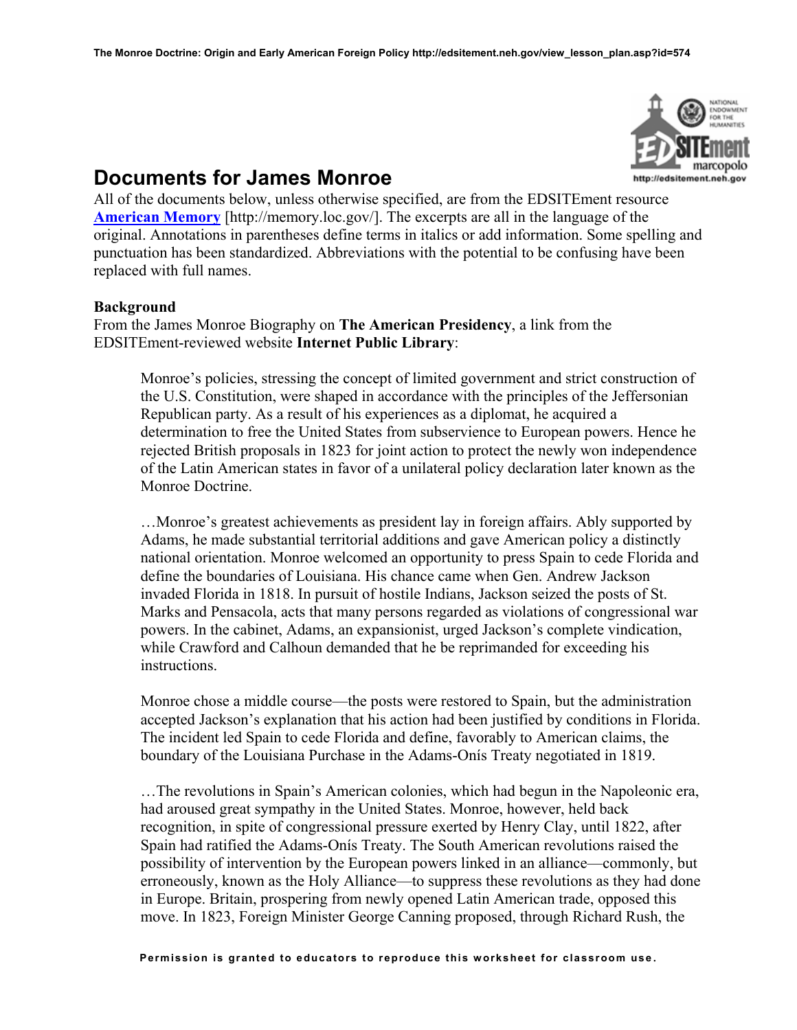## Documents for James Monroe

All of the documents below, unless otherwise specified, are from the EDSITEment resource **[American Memory](http://memory.loc.gov/)** [http://memory.loc.gov/]. The excerpts are all in the language of the original. Annotations in parentheses define terms in italics or add information. Some spelling and punctuation has been standardized. Abbreviations with the potential to be confusing have been replaced with full names.

**Background**

From the James Monroe Biography on **The American Presidency**, a link from the EDSITEment-reviewed website **Internet Public Library**:

> Monroe's policies, stressing the concept of limited government and strict construction of the U.S. Constitution, were shaped in accordance with the principles of the Jeffersonian Republican party. As a result of his experiences as a diplomat, he acquired a determination to free the United States from subservience to European powers. Hence he rejected British proposals in 1823 for joint action to protect the newly won independence of the Latin American states in favor of a unilateral policy declaration later known as the Monroe Doctrine.
>
> …Monroe's greatest achievements as president lay in foreign affairs. Ably supported by Adams, he made substantial territorial additions and gave American policy a distinctly national orientation. Monroe welcomed an opportunity to press Spain to cede Florida and define the boundaries of Louisiana. His chance came when Gen. Andrew Jackson invaded Florida in 1818. In pursuit of hostile Indians, Jackson seized the posts of St. Marks and Pensacola, acts that many persons regarded as violations of congressional war powers. In the cabinet, Adams, an expansionist, urged Jackson's complete vindication, while Crawford and Calhoun demanded that he be reprimanded for exceeding his instructions.
>
> Monroe chose a middle course—the posts were restored to Spain, but the administration accepted Jackson's explanation that his action had been justified by conditions in Florida. The incident led Spain to cede Florida and define, favorably to American claims, the boundary of the Louisiana Purchase in the Adams-Onís Treaty negotiated in 1819.
>
> …The revolutions in Spain's American colonies, which had begun in the Napoleonic era, had aroused great sympathy in the United States. Monroe, however, held back recognition, in spite of congressional pressure exerted by Henry Clay, until 1822, after Spain had ratified the Adams-Onís Treaty. The South American revolutions raised the possibility of intervention by the European powers linked in an alliance—commonly, but erroneously, known as the Holy Alliance—to suppress these revolutions as they had done in Europe. Britain, prospering from newly opened Latin American trade, opposed this move. In 1823, Foreign Minister George Canning proposed, through Richard Rush, the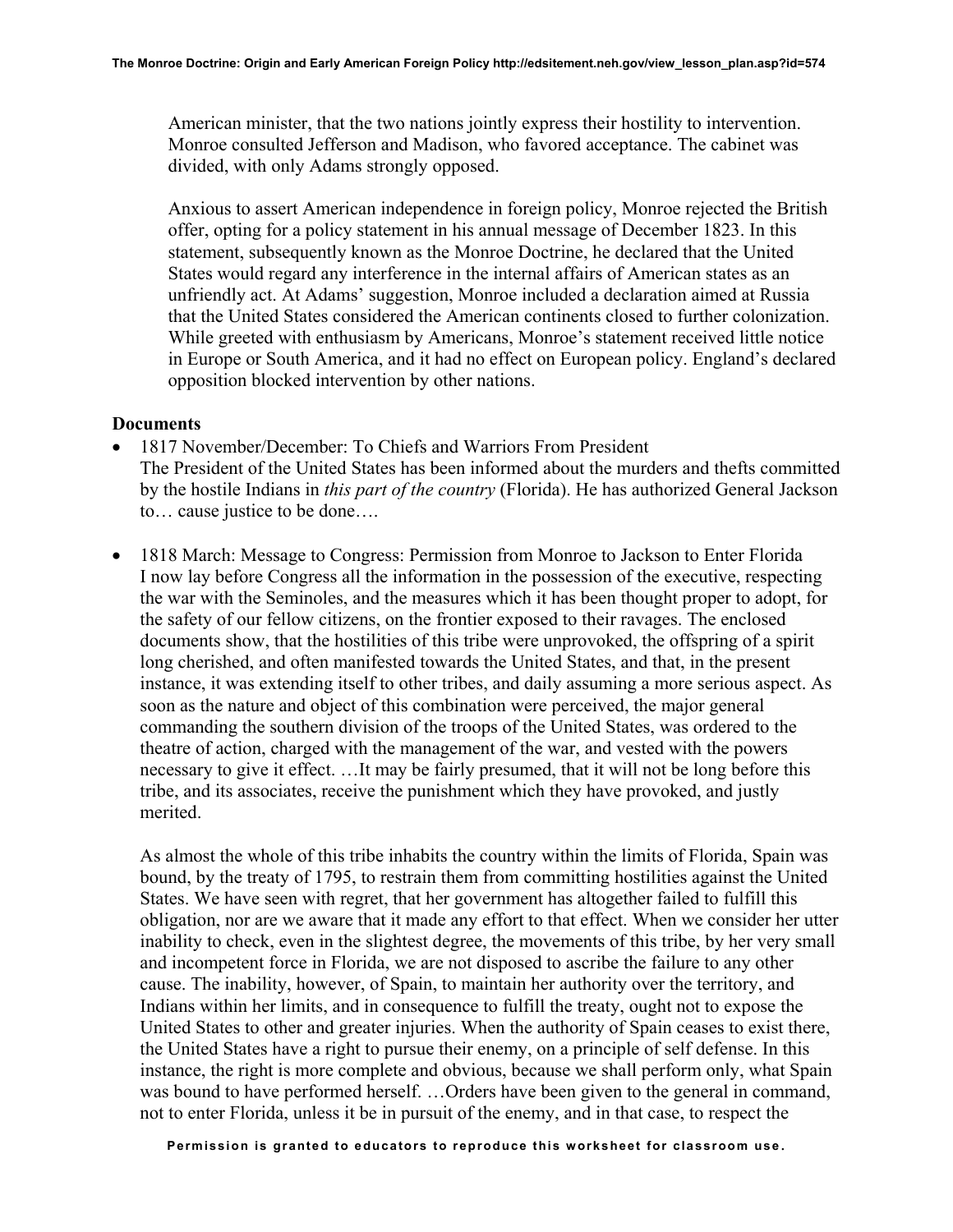American minister, that the two nations jointly express their hostility to intervention. Monroe consulted Jefferson and Madison, who favored acceptance. The cabinet was divided, with only Adams strongly opposed.

Anxious to assert American independence in foreign policy, Monroe rejected the British offer, opting for a policy statement in his annual message of December 1823. In this statement, subsequently known as the Monroe Doctrine, he declared that the United States would regard any interference in the internal affairs of American states as an unfriendly act. At Adams' suggestion, Monroe included a declaration aimed at Russia that the United States considered the American continents closed to further colonization. While greeted with enthusiasm by Americans, Monroe's statement received little notice in Europe or South America, and it had no effect on European policy. England's declared opposition blocked intervention by other nations.

**Documents**

- 1817 November/December: To Chiefs and Warriors From President
  The President of the United States has been informed about the murders and thefts committed by the hostile Indians in *this part of the country* (Florida). He has authorized General Jackson to… cause justice to be done….

- 1818 March: Message to Congress: Permission from Monroe to Jackson to Enter Florida
  I now lay before Congress all the information in the possession of the executive, respecting the war with the Seminoles, and the measures which it has been thought proper to adopt, for the safety of our fellow citizens, on the frontier exposed to their ravages. The enclosed documents show, that the hostilities of this tribe were unprovoked, the offspring of a spirit long cherished, and often manifested towards the United States, and that, in the present instance, it was extending itself to other tribes, and daily assuming a more serious aspect. As soon as the nature and object of this combination were perceived, the major general commanding the southern division of the troops of the United States, was ordered to the theatre of action, charged with the management of the war, and vested with the powers necessary to give it effect. …It may be fairly presumed, that it will not be long before this tribe, and its associates, receive the punishment which they have provoked, and justly merited.

  As almost the whole of this tribe inhabits the country within the limits of Florida, Spain was bound, by the treaty of 1795, to restrain them from committing hostilities against the United States. We have seen with regret, that her government has altogether failed to fulfill this obligation, nor are we aware that it made any effort to that effect. When we consider her utter inability to check, even in the slightest degree, the movements of this tribe, by her very small and incompetent force in Florida, we are not disposed to ascribe the failure to any other cause. The inability, however, of Spain, to maintain her authority over the territory, and Indians within her limits, and in consequence to fulfill the treaty, ought not to expose the United States to other and greater injuries. When the authority of Spain ceases to exist there, the United States have a right to pursue their enemy, on a principle of self defense. In this instance, the right is more complete and obvious, because we shall perform only, what Spain was bound to have performed herself. …Orders have been given to the general in command, not to enter Florida, unless it be in pursuit of the enemy, and in that case, to respect the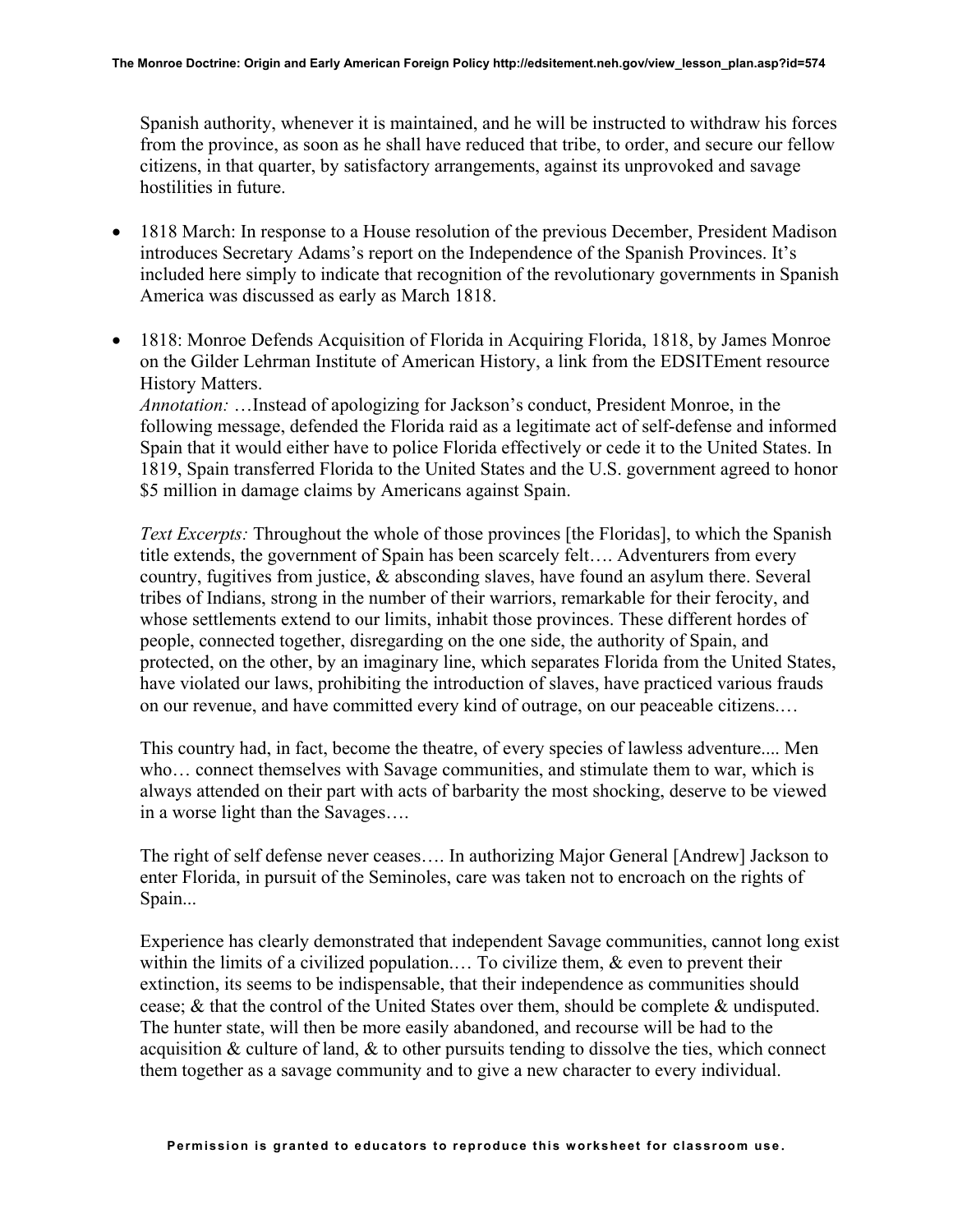Spanish authority, whenever it is maintained, and he will be instructed to withdraw his forces from the province, as soon as he shall have reduced that tribe, to order, and secure our fellow citizens, in that quarter, by satisfactory arrangements, against its unprovoked and savage hostilities in future.

- 1818 March: In response to a House resolution of the previous December, President Madison introduces Secretary Adams's report on the Independence of the Spanish Provinces. It's included here simply to indicate that recognition of the revolutionary governments in Spanish America was discussed as early as March 1818.

- 1818: Monroe Defends Acquisition of Florida in Acquiring Florida, 1818, by James Monroe on the Gilder Lehrman Institute of American History, a link from the EDSITEment resource History Matters.
  *Annotation:* …Instead of apologizing for Jackson's conduct, President Monroe, in the following message, defended the Florida raid as a legitimate act of self-defense and informed Spain that it would either have to police Florida effectively or cede it to the United States. In 1819, Spain transferred Florida to the United States and the U.S. government agreed to honor $5 million in damage claims by Americans against Spain.

  *Text Excerpts:* Throughout the whole of those provinces [the Floridas], to which the Spanish title extends, the government of Spain has been scarcely felt…. Adventurers from every country, fugitives from justice, & absconding slaves, have found an asylum there. Several tribes of Indians, strong in the number of their warriors, remarkable for their ferocity, and whose settlements extend to our limits, inhabit those provinces. These different hordes of people, connected together, disregarding on the one side, the authority of Spain, and protected, on the other, by an imaginary line, which separates Florida from the United States, have violated our laws, prohibiting the introduction of slaves, have practiced various frauds on our revenue, and have committed every kind of outrage, on our peaceable citizens.…

  This country had, in fact, become the theatre, of every species of lawless adventure.... Men who… connect themselves with Savage communities, and stimulate them to war, which is always attended on their part with acts of barbarity the most shocking, deserve to be viewed in a worse light than the Savages….

  The right of self defense never ceases…. In authorizing Major General [Andrew] Jackson to enter Florida, in pursuit of the Seminoles, care was taken not to encroach on the rights of Spain...

  Experience has clearly demonstrated that independent Savage communities, cannot long exist within the limits of a civilized population.… To civilize them, & even to prevent their extinction, its seems to be indispensable, that their independence as communities should cease; & that the control of the United States over them, should be complete & undisputed. The hunter state, will then be more easily abandoned, and recourse will be had to the acquisition & culture of land, & to other pursuits tending to dissolve the ties, which connect them together as a savage community and to give a new character to every individual.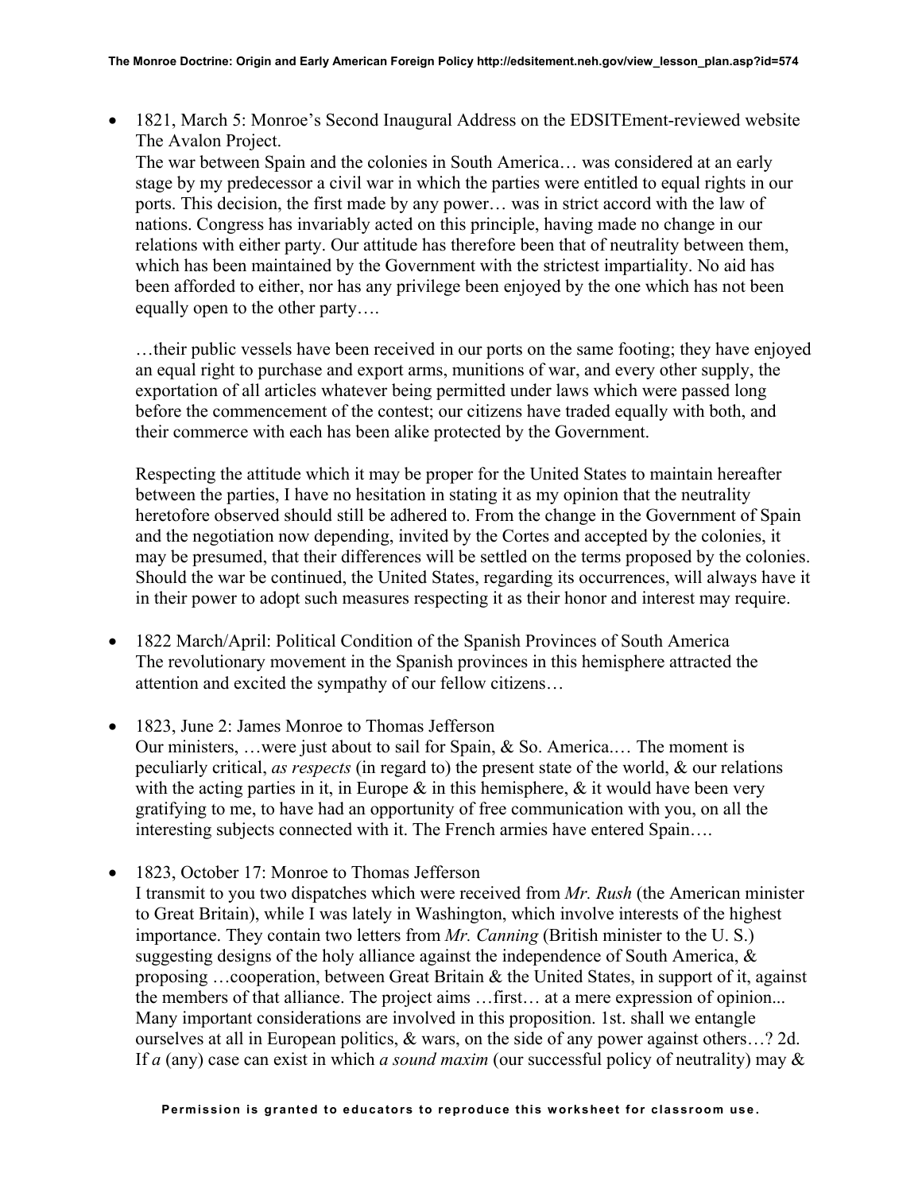- 1821, March 5: Monroe's Second Inaugural Address on the EDSITEment-reviewed website The Avalon Project.
  The war between Spain and the colonies in South America… was considered at an early stage by my predecessor a civil war in which the parties were entitled to equal rights in our ports. This decision, the first made by any power… was in strict accord with the law of nations. Congress has invariably acted on this principle, having made no change in our relations with either party. Our attitude has therefore been that of neutrality between them, which has been maintained by the Government with the strictest impartiality. No aid has been afforded to either, nor has any privilege been enjoyed by the one which has not been equally open to the other party….

  …their public vessels have been received in our ports on the same footing; they have enjoyed an equal right to purchase and export arms, munitions of war, and every other supply, the exportation of all articles whatever being permitted under laws which were passed long before the commencement of the contest; our citizens have traded equally with both, and their commerce with each has been alike protected by the Government.

  Respecting the attitude which it may be proper for the United States to maintain hereafter between the parties, I have no hesitation in stating it as my opinion that the neutrality heretofore observed should still be adhered to. From the change in the Government of Spain and the negotiation now depending, invited by the Cortes and accepted by the colonies, it may be presumed, that their differences will be settled on the terms proposed by the colonies. Should the war be continued, the United States, regarding its occurrences, will always have it in their power to adopt such measures respecting it as their honor and interest may require.

- 1822 March/April: Political Condition of the Spanish Provinces of South America
  The revolutionary movement in the Spanish provinces in this hemisphere attracted the attention and excited the sympathy of our fellow citizens…

- 1823, June 2: James Monroe to Thomas Jefferson
  Our ministers, …were just about to sail for Spain, & So. America.… The moment is peculiarly critical, *as respects* (in regard to) the present state of the world, & our relations with the acting parties in it, in Europe & in this hemisphere, & it would have been very gratifying to me, to have had an opportunity of free communication with you, on all the interesting subjects connected with it. The French armies have entered Spain….

- 1823, October 17: Monroe to Thomas Jefferson
  I transmit to you two dispatches which were received from *Mr. Rush* (the American minister to Great Britain), while I was lately in Washington, which involve interests of the highest importance. They contain two letters from *Mr. Canning* (British minister to the U. S.) suggesting designs of the holy alliance against the independence of South America, & proposing …cooperation, between Great Britain & the United States, in support of it, against the members of that alliance. The project aims …first… at a mere expression of opinion... Many important considerations are involved in this proposition. 1st. shall we entangle ourselves at all in European politics, & wars, on the side of any power against others…? 2d. If *a* (any) case can exist in which *a sound maxim* (our successful policy of neutrality) may &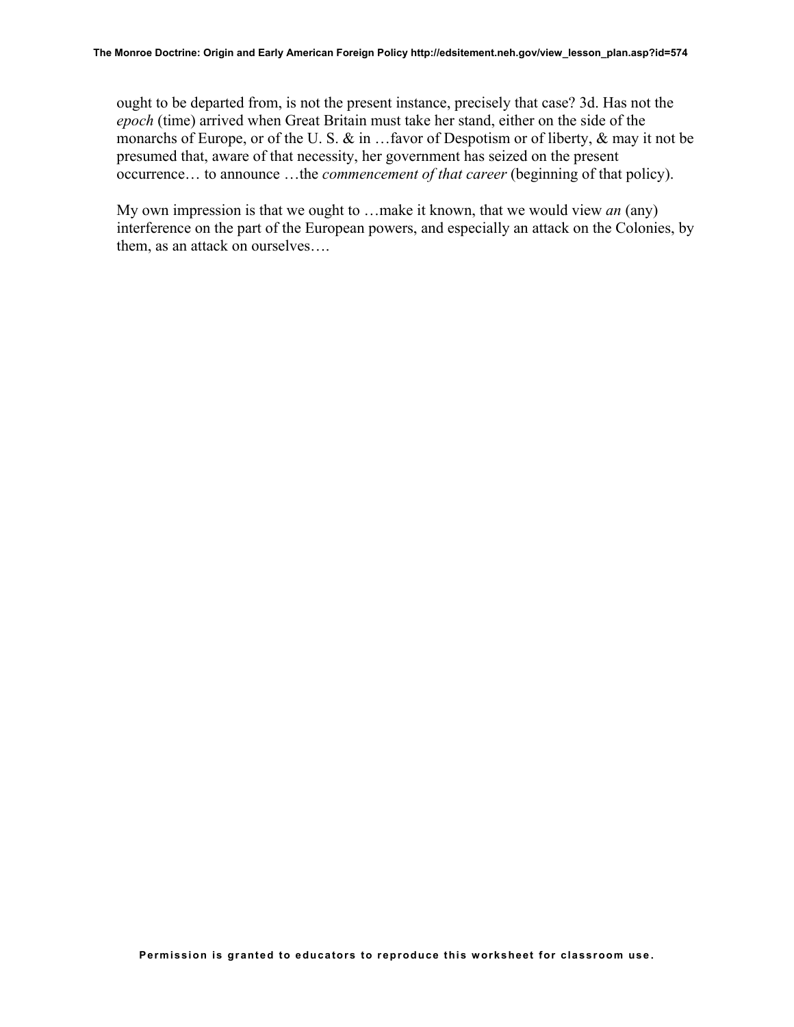ought to be departed from, is not the present instance, precisely that case? 3d. Has not the *epoch* (time) arrived when Great Britain must take her stand, either on the side of the monarchs of Europe, or of the U. S. & in …favor of Despotism or of liberty, & may it not be presumed that, aware of that necessity, her government has seized on the present occurrence… to announce …the *commencement of that career* (beginning of that policy).

My own impression is that we ought to …make it known, that we would view *an* (any) interference on the part of the European powers, and especially an attack on the Colonies, by them, as an attack on ourselves….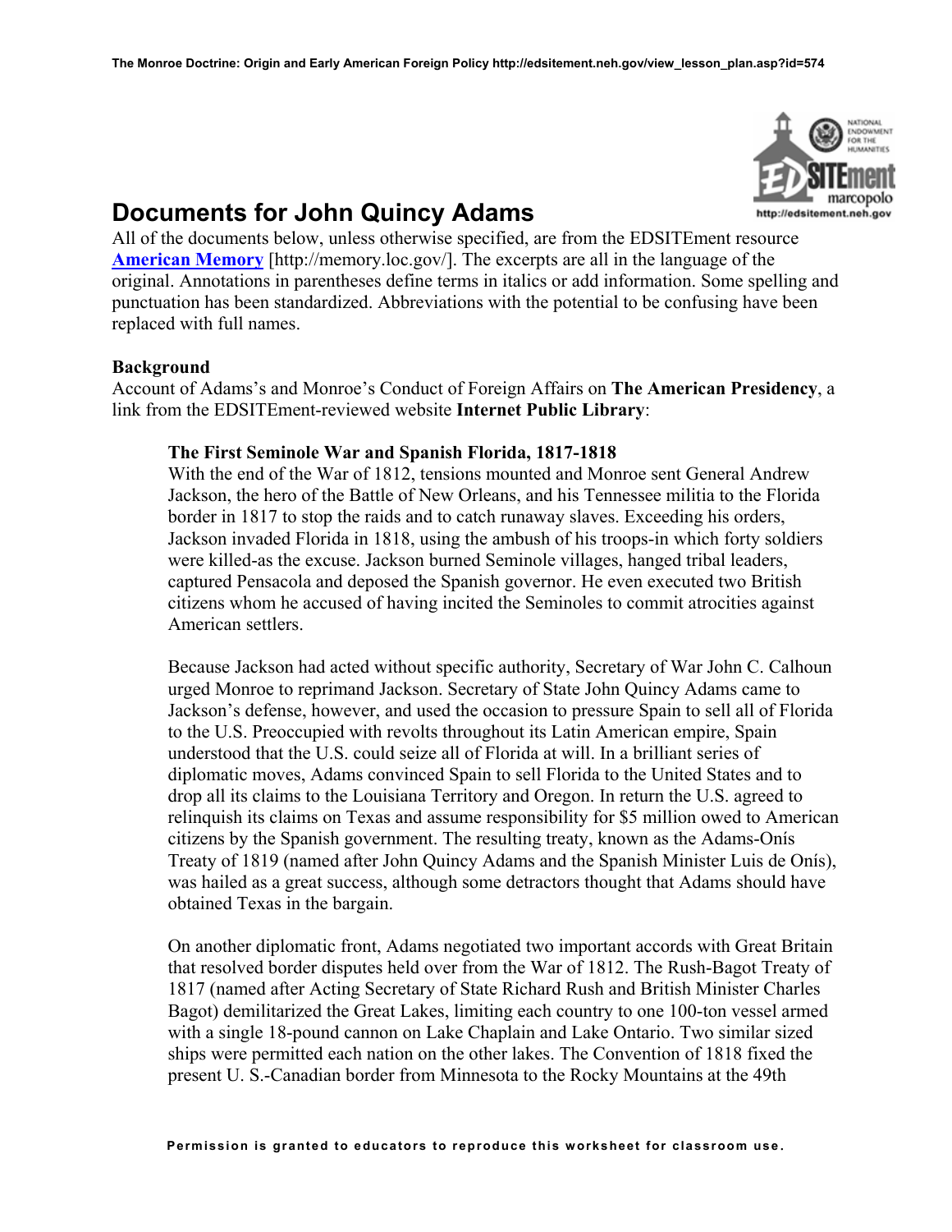# Documents for John Quincy Adams

All of the documents below, unless otherwise specified, are from the EDSITEment resource **[American Memory](http://memory.loc.gov/)** [http://memory.loc.gov/]. The excerpts are all in the language of the original. Annotations in parentheses define terms in italics or add information. Some spelling and punctuation has been standardized. Abbreviations with the potential to be confusing have been replaced with full names.

**Background**

Account of Adams's and Monroe's Conduct of Foreign Affairs on **The American Presidency**, a link from the EDSITEment-reviewed website **Internet Public Library**:

> **The First Seminole War and Spanish Florida, 1817-1818**
>
> With the end of the War of 1812, tensions mounted and Monroe sent General Andrew Jackson, the hero of the Battle of New Orleans, and his Tennessee militia to the Florida border in 1817 to stop the raids and to catch runaway slaves. Exceeding his orders, Jackson invaded Florida in 1818, using the ambush of his troops-in which forty soldiers were killed-as the excuse. Jackson burned Seminole villages, hanged tribal leaders, captured Pensacola and deposed the Spanish governor. He even executed two British citizens whom he accused of having incited the Seminoles to commit atrocities against American settlers.
>
> Because Jackson had acted without specific authority, Secretary of War John C. Calhoun urged Monroe to reprimand Jackson. Secretary of State John Quincy Adams came to Jackson's defense, however, and used the occasion to pressure Spain to sell all of Florida to the U.S. Preoccupied with revolts throughout its Latin American empire, Spain understood that the U.S. could seize all of Florida at will. In a brilliant series of diplomatic moves, Adams convinced Spain to sell Florida to the United States and to drop all its claims to the Louisiana Territory and Oregon. In return the U.S. agreed to relinquish its claims on Texas and assume responsibility for $5 million owed to American citizens by the Spanish government. The resulting treaty, known as the Adams-Onís Treaty of 1819 (named after John Quincy Adams and the Spanish Minister Luis de Onís), was hailed as a great success, although some detractors thought that Adams should have obtained Texas in the bargain.
>
> On another diplomatic front, Adams negotiated two important accords with Great Britain that resolved border disputes held over from the War of 1812. The Rush-Bagot Treaty of 1817 (named after Acting Secretary of State Richard Rush and British Minister Charles Bagot) demilitarized the Great Lakes, limiting each country to one 100-ton vessel armed with a single 18-pound cannon on Lake Chaplain and Lake Ontario. Two similar sized ships were permitted each nation on the other lakes. The Convention of 1818 fixed the present U. S.-Canadian border from Minnesota to the Rocky Mountains at the 49th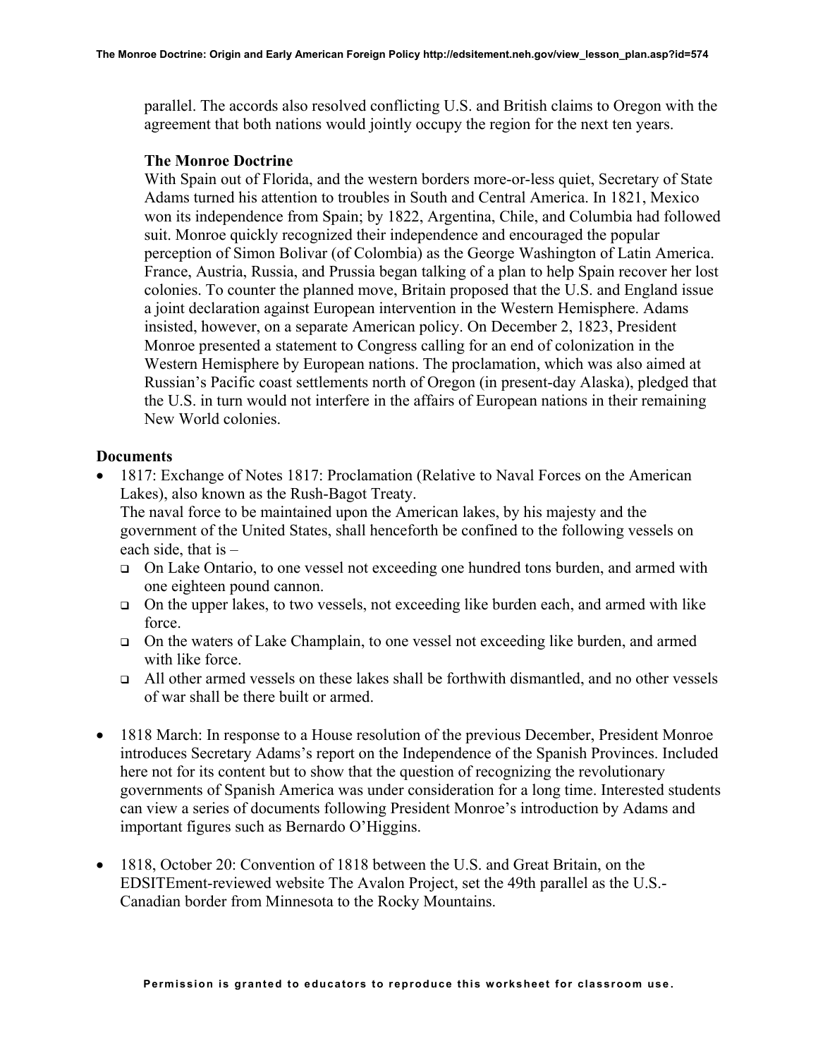parallel. The accords also resolved conflicting U.S. and British claims to Oregon with the agreement that both nations would jointly occupy the region for the next ten years.

**The Monroe Doctrine**

With Spain out of Florida, and the western borders more-or-less quiet, Secretary of State Adams turned his attention to troubles in South and Central America. In 1821, Mexico won its independence from Spain; by 1822, Argentina, Chile, and Columbia had followed suit. Monroe quickly recognized their independence and encouraged the popular perception of Simon Bolivar (of Colombia) as the George Washington of Latin America. France, Austria, Russia, and Prussia began talking of a plan to help Spain recover her lost colonies. To counter the planned move, Britain proposed that the U.S. and England issue a joint declaration against European intervention in the Western Hemisphere. Adams insisted, however, on a separate American policy. On December 2, 1823, President Monroe presented a statement to Congress calling for an end of colonization in the Western Hemisphere by European nations. The proclamation, which was also aimed at Russian's Pacific coast settlements north of Oregon (in present-day Alaska), pledged that the U.S. in turn would not interfere in the affairs of European nations in their remaining New World colonies.

**Documents**

- 1817: Exchange of Notes 1817: Proclamation (Relative to Naval Forces on the American Lakes), also known as the Rush-Bagot Treaty.
  The naval force to be maintained upon the American lakes, by his majesty and the government of the United States, shall henceforth be confined to the following vessels on each side, that is –
  - On Lake Ontario, to one vessel not exceeding one hundred tons burden, and armed with one eighteen pound cannon.
  - On the upper lakes, to two vessels, not exceeding like burden each, and armed with like force.
  - On the waters of Lake Champlain, to one vessel not exceeding like burden, and armed with like force.
  - All other armed vessels on these lakes shall be forthwith dismantled, and no other vessels of war shall be there built or armed.

- 1818 March: In response to a House resolution of the previous December, President Monroe introduces Secretary Adams's report on the Independence of the Spanish Provinces. Included here not for its content but to show that the question of recognizing the revolutionary governments of Spanish America was under consideration for a long time. Interested students can view a series of documents following President Monroe's introduction by Adams and important figures such as Bernardo O'Higgins.

- 1818, October 20: Convention of 1818 between the U.S. and Great Britain, on the EDSITEment-reviewed website The Avalon Project, set the 49th parallel as the U.S.-Canadian border from Minnesota to the Rocky Mountains.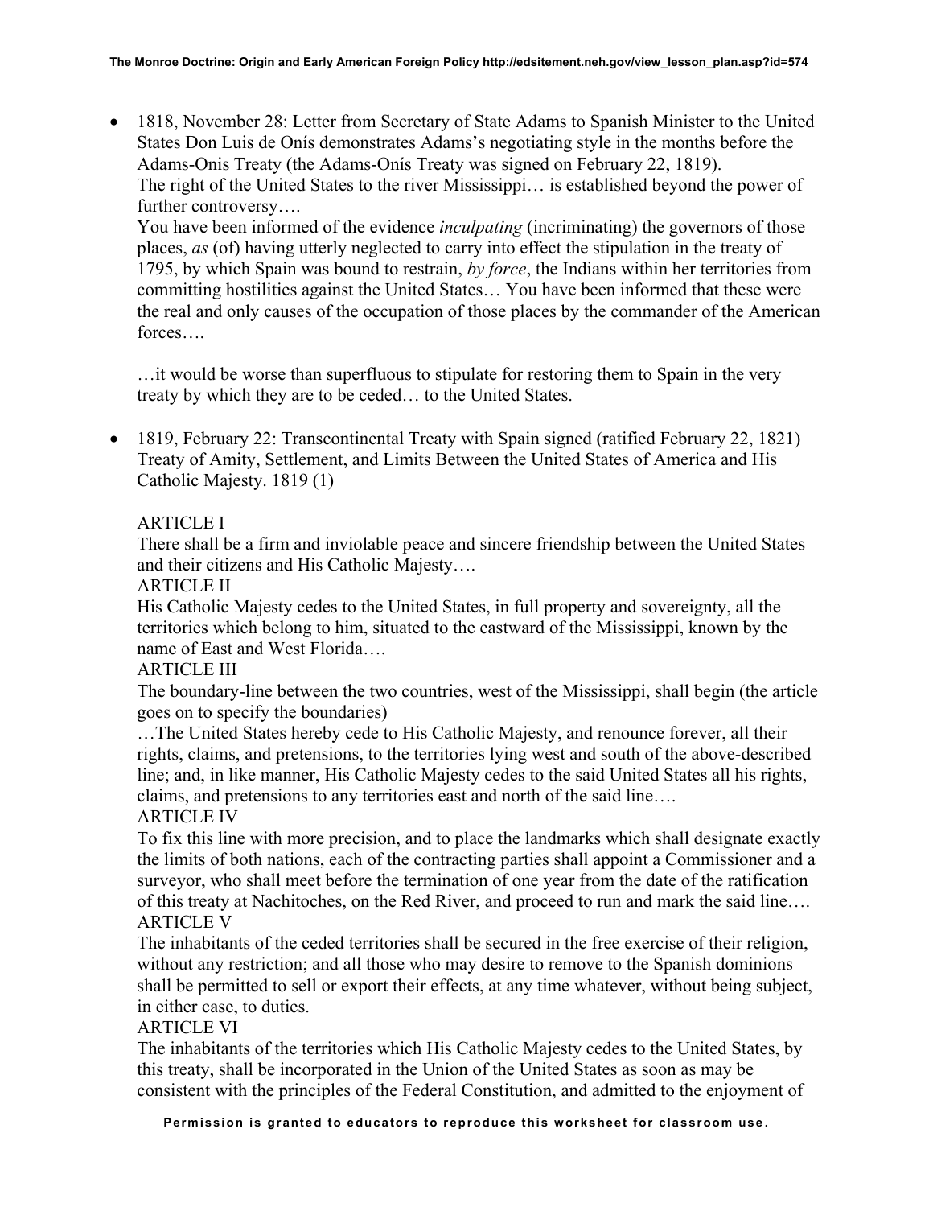- 1818, November 28: Letter from Secretary of State Adams to Spanish Minister to the United States Don Luis de Onís demonstrates Adams's negotiating style in the months before the Adams-Onis Treaty (the Adams-Onís Treaty was signed on February 22, 1819).
  The right of the United States to the river Mississippi… is established beyond the power of further controversy….
  You have been informed of the evidence *inculpating* (incriminating) the governors of those places, *as* (of) having utterly neglected to carry into effect the stipulation in the treaty of 1795, by which Spain was bound to restrain, *by force*, the Indians within her territories from committing hostilities against the United States… You have been informed that these were the real and only causes of the occupation of those places by the commander of the American forces….

  …it would be worse than superfluous to stipulate for restoring them to Spain in the very treaty by which they are to be ceded… to the United States.

- 1819, February 22: Transcontinental Treaty with Spain signed (ratified February 22, 1821) Treaty of Amity, Settlement, and Limits Between the United States of America and His Catholic Majesty. 1819 (1)

  ARTICLE I
  There shall be a firm and inviolable peace and sincere friendship between the United States and their citizens and His Catholic Majesty….
  ARTICLE II
  His Catholic Majesty cedes to the United States, in full property and sovereignty, all the territories which belong to him, situated to the eastward of the Mississippi, known by the name of East and West Florida….
  ARTICLE III
  The boundary-line between the two countries, west of the Mississippi, shall begin (the article goes on to specify the boundaries)
  …The United States hereby cede to His Catholic Majesty, and renounce forever, all their rights, claims, and pretensions, to the territories lying west and south of the above-described line; and, in like manner, His Catholic Majesty cedes to the said United States all his rights, claims, and pretensions to any territories east and north of the said line….
  ARTICLE IV
  To fix this line with more precision, and to place the landmarks which shall designate exactly the limits of both nations, each of the contracting parties shall appoint a Commissioner and a surveyor, who shall meet before the termination of one year from the date of the ratification of this treaty at Nachitoches, on the Red River, and proceed to run and mark the said line….
  ARTICLE V
  The inhabitants of the ceded territories shall be secured in the free exercise of their religion, without any restriction; and all those who may desire to remove to the Spanish dominions shall be permitted to sell or export their effects, at any time whatever, without being subject, in either case, to duties.
  ARTICLE VI
  The inhabitants of the territories which His Catholic Majesty cedes to the United States, by this treaty, shall be incorporated in the Union of the United States as soon as may be consistent with the principles of the Federal Constitution, and admitted to the enjoyment of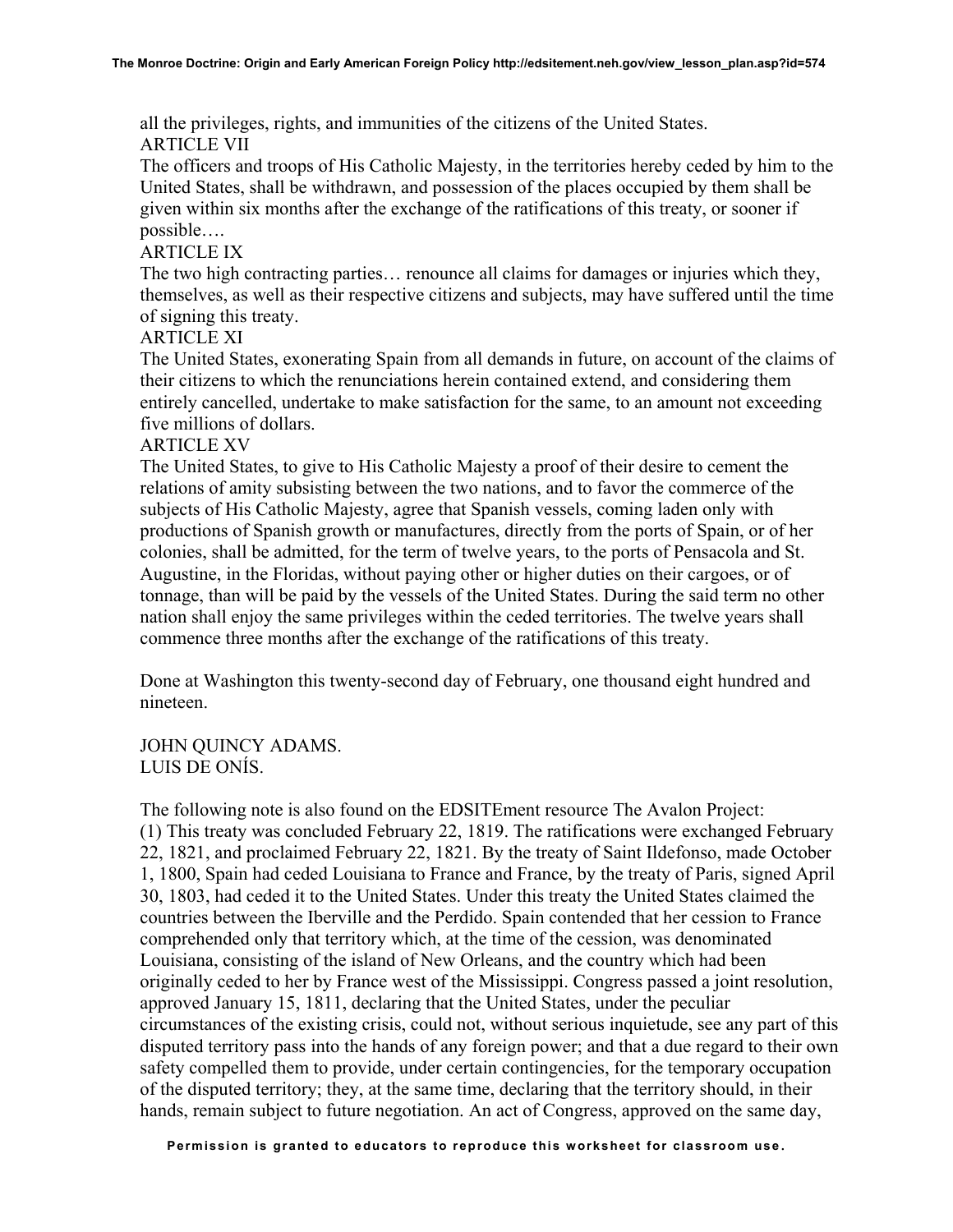all the privileges, rights, and immunities of the citizens of the United States.

ARTICLE VII

The officers and troops of His Catholic Majesty, in the territories hereby ceded by him to the United States, shall be withdrawn, and possession of the places occupied by them shall be given within six months after the exchange of the ratifications of this treaty, or sooner if possible….

ARTICLE IX

The two high contracting parties… renounce all claims for damages or injuries which they, themselves, as well as their respective citizens and subjects, may have suffered until the time of signing this treaty.

ARTICLE XI

The United States, exonerating Spain from all demands in future, on account of the claims of their citizens to which the renunciations herein contained extend, and considering them entirely cancelled, undertake to make satisfaction for the same, to an amount not exceeding five millions of dollars.

ARTICLE XV

The United States, to give to His Catholic Majesty a proof of their desire to cement the relations of amity subsisting between the two nations, and to favor the commerce of the subjects of His Catholic Majesty, agree that Spanish vessels, coming laden only with productions of Spanish growth or manufactures, directly from the ports of Spain, or of her colonies, shall be admitted, for the term of twelve years, to the ports of Pensacola and St. Augustine, in the Floridas, without paying other or higher duties on their cargoes, or of tonnage, than will be paid by the vessels of the United States. During the said term no other nation shall enjoy the same privileges within the ceded territories. The twelve years shall commence three months after the exchange of the ratifications of this treaty.

Done at Washington this twenty-second day of February, one thousand eight hundred and nineteen.

JOHN QUINCY ADAMS.
LUIS DE ONÍS.

The following note is also found on the EDSITEment resource The Avalon Project:
(1) This treaty was concluded February 22, 1819. The ratifications were exchanged February 22, 1821, and proclaimed February 22, 1821. By the treaty of Saint Ildefonso, made October 1, 1800, Spain had ceded Louisiana to France and France, by the treaty of Paris, signed April 30, 1803, had ceded it to the United States. Under this treaty the United States claimed the countries between the Iberville and the Perdido. Spain contended that her cession to France comprehended only that territory which, at the time of the cession, was denominated Louisiana, consisting of the island of New Orleans, and the country which had been originally ceded to her by France west of the Mississippi. Congress passed a joint resolution, approved January 15, 1811, declaring that the United States, under the peculiar circumstances of the existing crisis, could not, without serious inquietude, see any part of this disputed territory pass into the hands of any foreign power; and that a due regard to their own safety compelled them to provide, under certain contingencies, for the temporary occupation of the disputed territory; they, at the same time, declaring that the territory should, in their hands, remain subject to future negotiation. An act of Congress, approved on the same day,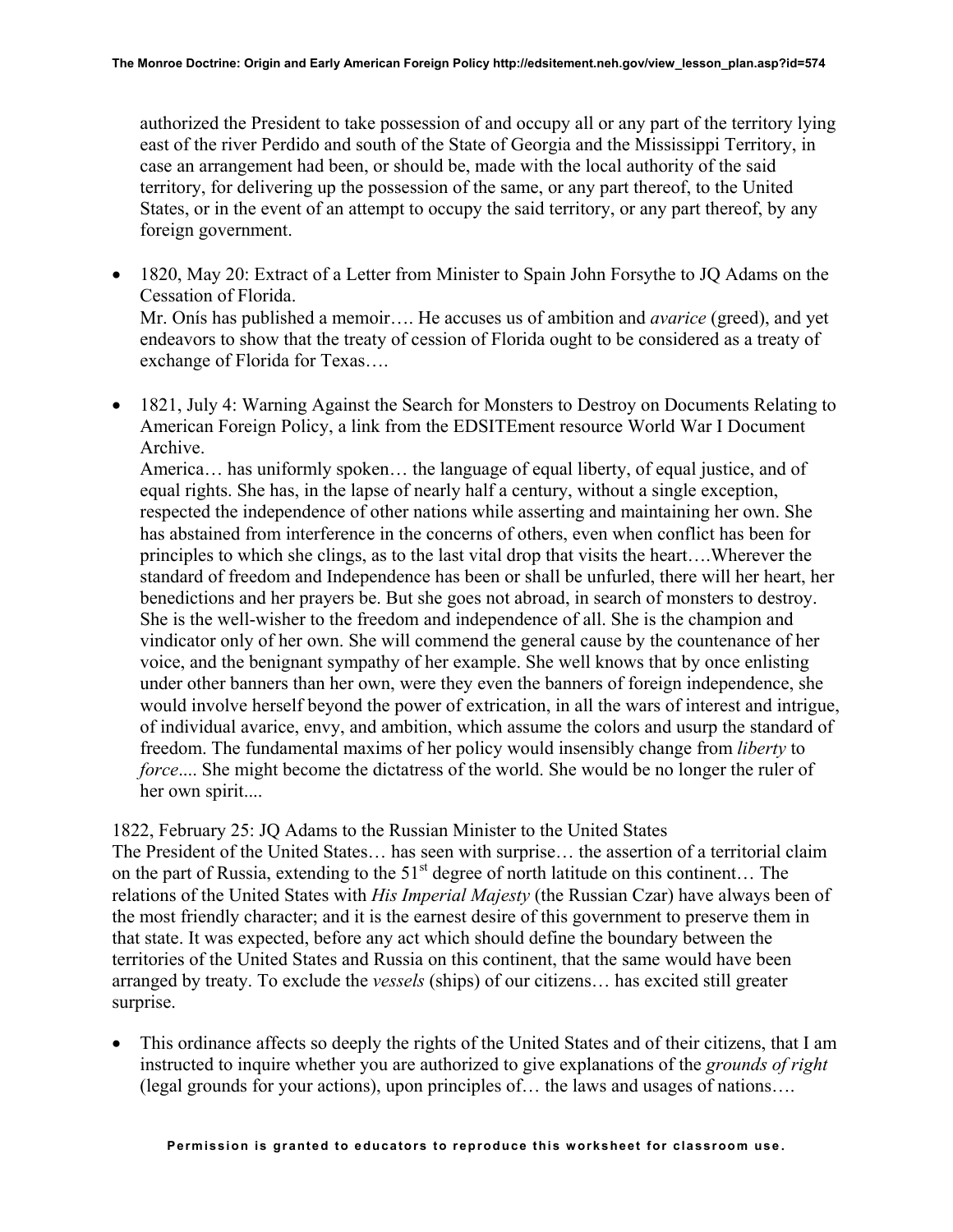authorized the President to take possession of and occupy all or any part of the territory lying east of the river Perdido and south of the State of Georgia and the Mississippi Territory, in case an arrangement had been, or should be, made with the local authority of the said territory, for delivering up the possession of the same, or any part thereof, to the United States, or in the event of an attempt to occupy the said territory, or any part thereof, by any foreign government.

- 1820, May 20: Extract of a Letter from Minister to Spain John Forsythe to JQ Adams on the Cessation of Florida.
  Mr. Onís has published a memoir…. He accuses us of ambition and *avarice* (greed), and yet endeavors to show that the treaty of cession of Florida ought to be considered as a treaty of exchange of Florida for Texas….

- 1821, July 4: Warning Against the Search for Monsters to Destroy on Documents Relating to American Foreign Policy, a link from the EDSITEment resource World War I Document Archive.
  America… has uniformly spoken… the language of equal liberty, of equal justice, and of equal rights. She has, in the lapse of nearly half a century, without a single exception, respected the independence of other nations while asserting and maintaining her own. She has abstained from interference in the concerns of others, even when conflict has been for principles to which she clings, as to the last vital drop that visits the heart….Wherever the standard of freedom and Independence has been or shall be unfurled, there will her heart, her benedictions and her prayers be. But she goes not abroad, in search of monsters to destroy. She is the well-wisher to the freedom and independence of all. She is the champion and vindicator only of her own. She will commend the general cause by the countenance of her voice, and the benignant sympathy of her example. She well knows that by once enlisting under other banners than her own, were they even the banners of foreign independence, she would involve herself beyond the power of extrication, in all the wars of interest and intrigue, of individual avarice, envy, and ambition, which assume the colors and usurp the standard of freedom. The fundamental maxims of her policy would insensibly change from *liberty* to *force*.... She might become the dictatress of the world. She would be no longer the ruler of her own spirit....

1822, February 25: JQ Adams to the Russian Minister to the United States
The President of the United States… has seen with surprise… the assertion of a territorial claim on the part of Russia, extending to the 51st degree of north latitude on this continent… The relations of the United States with *His Imperial Majesty* (the Russian Czar) have always been of the most friendly character; and it is the earnest desire of this government to preserve them in that state. It was expected, before any act which should define the boundary between the territories of the United States and Russia on this continent, that the same would have been arranged by treaty. To exclude the *vessels* (ships) of our citizens… has excited still greater surprise.

- This ordinance affects so deeply the rights of the United States and of their citizens, that I am instructed to inquire whether you are authorized to give explanations of the *grounds of right* (legal grounds for your actions), upon principles of… the laws and usages of nations….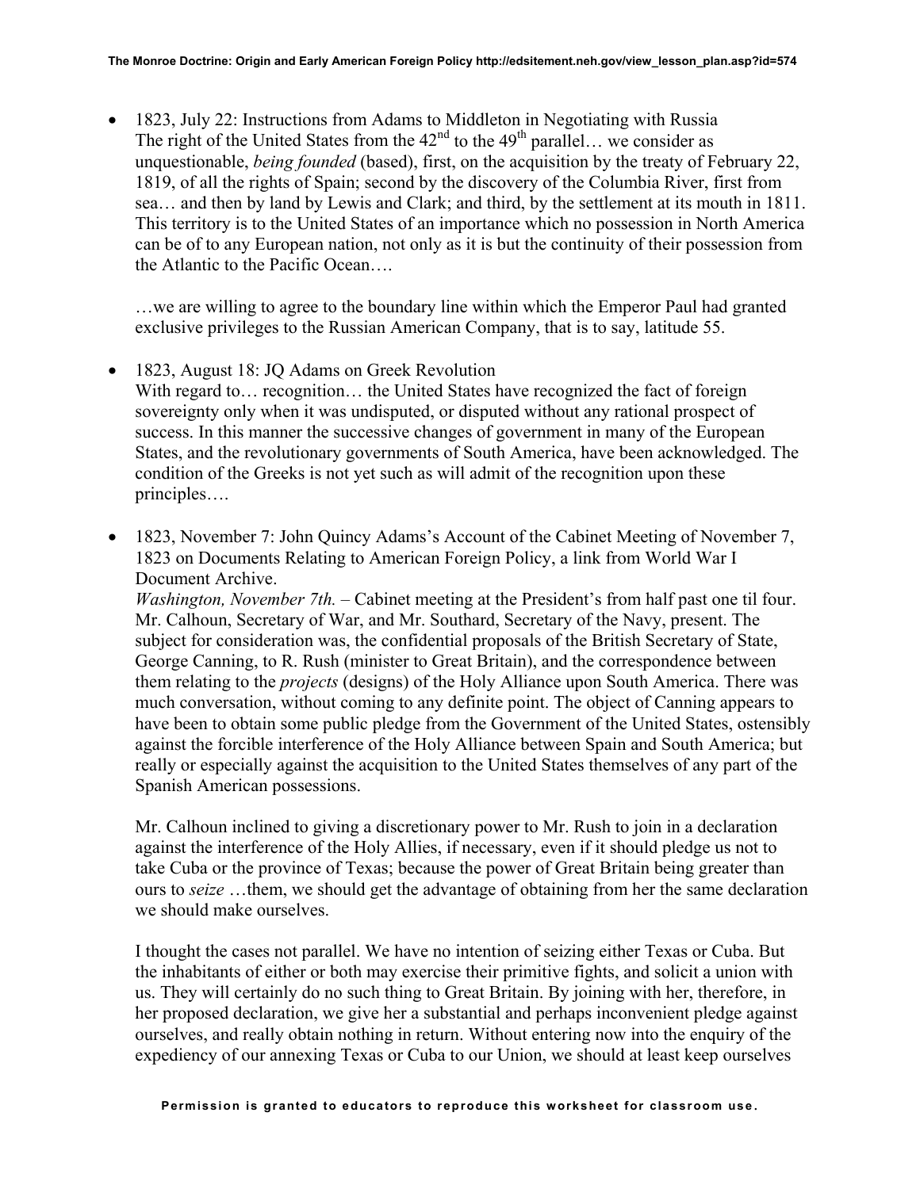- 1823, July 22: Instructions from Adams to Middleton in Negotiating with Russia
  The right of the United States from the 42nd to the 49th parallel… we consider as unquestionable, *being founded* (based), first, on the acquisition by the treaty of February 22, 1819, of all the rights of Spain; second by the discovery of the Columbia River, first from sea… and then by land by Lewis and Clark; and third, by the settlement at its mouth in 1811. This territory is to the United States of an importance which no possession in North America can be of to any European nation, not only as it is but the continuity of their possession from the Atlantic to the Pacific Ocean….

  …we are willing to agree to the boundary line within which the Emperor Paul had granted exclusive privileges to the Russian American Company, that is to say, latitude 55.

- 1823, August 18: JQ Adams on Greek Revolution
  With regard to… recognition… the United States have recognized the fact of foreign sovereignty only when it was undisputed, or disputed without any rational prospect of success. In this manner the successive changes of government in many of the European States, and the revolutionary governments of South America, have been acknowledged. The condition of the Greeks is not yet such as will admit of the recognition upon these principles….

- 1823, November 7: John Quincy Adams's Account of the Cabinet Meeting of November 7, 1823 on Documents Relating to American Foreign Policy, a link from World War I Document Archive.
  *Washington, November 7th.* – Cabinet meeting at the President's from half past one til four. Mr. Calhoun, Secretary of War, and Mr. Southard, Secretary of the Navy, present. The subject for consideration was, the confidential proposals of the British Secretary of State, George Canning, to R. Rush (minister to Great Britain), and the correspondence between them relating to the *projects* (designs) of the Holy Alliance upon South America. There was much conversation, without coming to any definite point. The object of Canning appears to have been to obtain some public pledge from the Government of the United States, ostensibly against the forcible interference of the Holy Alliance between Spain and South America; but really or especially against the acquisition to the United States themselves of any part of the Spanish American possessions.

  Mr. Calhoun inclined to giving a discretionary power to Mr. Rush to join in a declaration against the interference of the Holy Allies, if necessary, even if it should pledge us not to take Cuba or the province of Texas; because the power of Great Britain being greater than ours to *seize* …them, we should get the advantage of obtaining from her the same declaration we should make ourselves.

  I thought the cases not parallel. We have no intention of seizing either Texas or Cuba. But the inhabitants of either or both may exercise their primitive fights, and solicit a union with us. They will certainly do no such thing to Great Britain. By joining with her, therefore, in her proposed declaration, we give her a substantial and perhaps inconvenient pledge against ourselves, and really obtain nothing in return. Without entering now into the enquiry of the expediency of our annexing Texas or Cuba to our Union, we should at least keep ourselves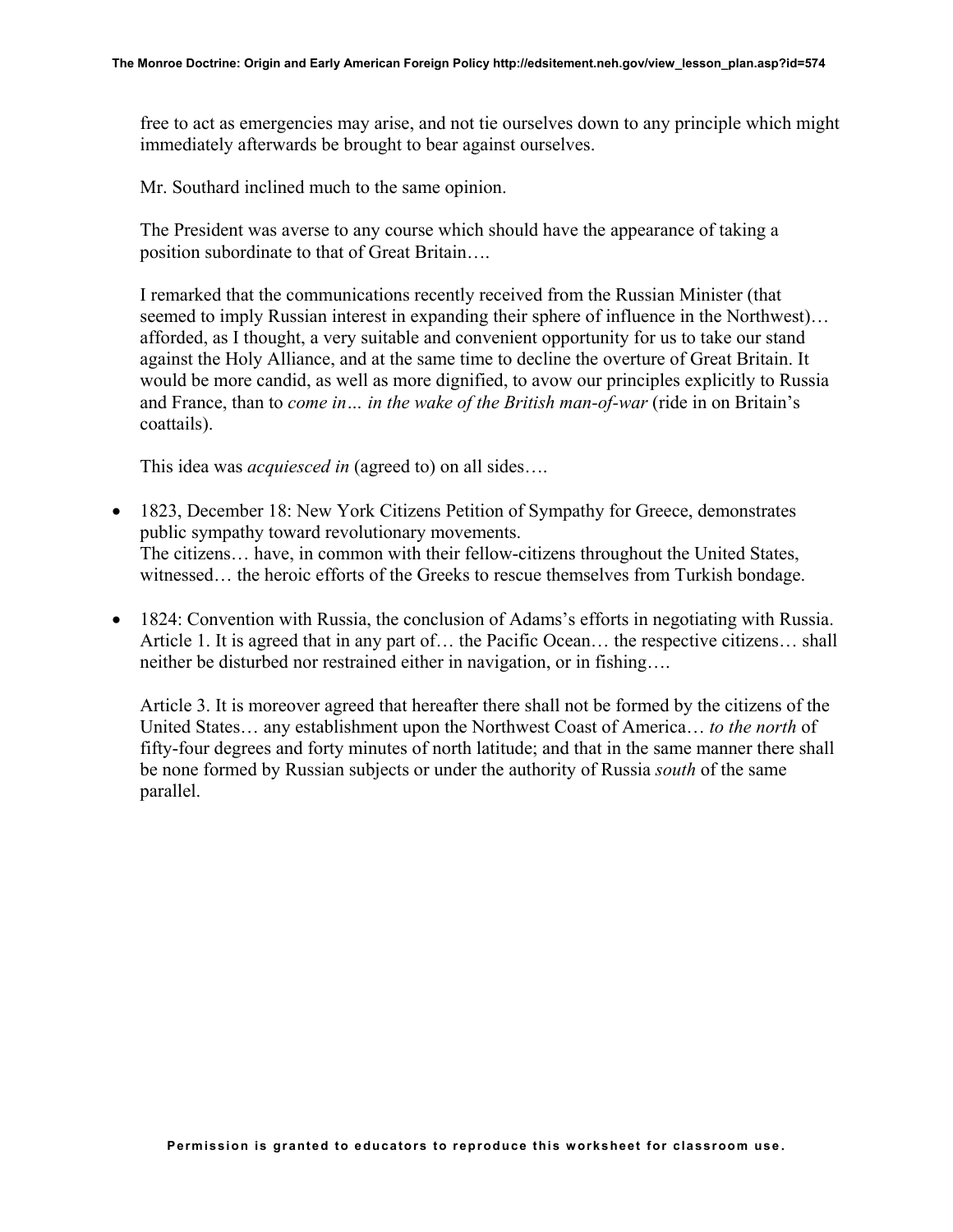free to act as emergencies may arise, and not tie ourselves down to any principle which might immediately afterwards be brought to bear against ourselves.

Mr. Southard inclined much to the same opinion.

The President was averse to any course which should have the appearance of taking a position subordinate to that of Great Britain….

I remarked that the communications recently received from the Russian Minister (that seemed to imply Russian interest in expanding their sphere of influence in the Northwest)… afforded, as I thought, a very suitable and convenient opportunity for us to take our stand against the Holy Alliance, and at the same time to decline the overture of Great Britain. It would be more candid, as well as more dignified, to avow our principles explicitly to Russia and France, than to *come in… in the wake of the British man-of-war* (ride in on Britain's coattails).

This idea was *acquiesced in* (agreed to) on all sides….

- 1823, December 18: New York Citizens Petition of Sympathy for Greece, demonstrates public sympathy toward revolutionary movements.
  The citizens… have, in common with their fellow-citizens throughout the United States, witnessed… the heroic efforts of the Greeks to rescue themselves from Turkish bondage.

- 1824: Convention with Russia, the conclusion of Adams's efforts in negotiating with Russia.
  Article 1. It is agreed that in any part of… the Pacific Ocean… the respective citizens… shall neither be disturbed nor restrained either in navigation, or in fishing….

  Article 3. It is moreover agreed that hereafter there shall not be formed by the citizens of the United States… any establishment upon the Northwest Coast of America… *to the north* of fifty-four degrees and forty minutes of north latitude; and that in the same manner there shall be none formed by Russian subjects or under the authority of Russia *south* of the same parallel.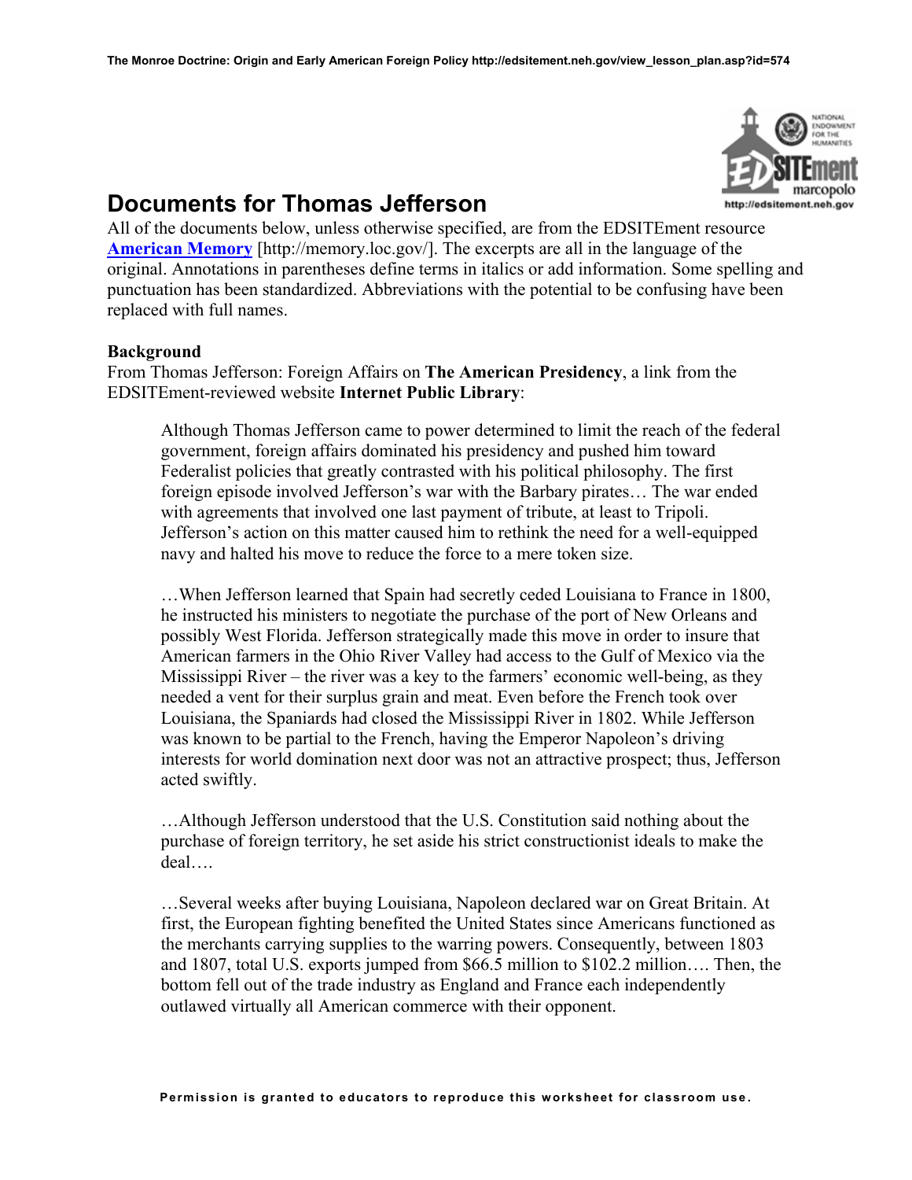# Documents for Thomas Jefferson

All of the documents below, unless otherwise specified, are from the EDSITEment resource **American Memory** [http://memory.loc.gov/]. The excerpts are all in the language of the original. Annotations in parentheses define terms in italics or add information. Some spelling and punctuation has been standardized. Abbreviations with the potential to be confusing have been replaced with full names.

**Background**

From Thomas Jefferson: Foreign Affairs on **The American Presidency**, a link from the EDSITEment-reviewed website **Internet Public Library**:

> Although Thomas Jefferson came to power determined to limit the reach of the federal government, foreign affairs dominated his presidency and pushed him toward Federalist policies that greatly contrasted with his political philosophy. The first foreign episode involved Jefferson's war with the Barbary pirates… The war ended with agreements that involved one last payment of tribute, at least to Tripoli. Jefferson's action on this matter caused him to rethink the need for a well-equipped navy and halted his move to reduce the force to a mere token size.
>
> …When Jefferson learned that Spain had secretly ceded Louisiana to France in 1800, he instructed his ministers to negotiate the purchase of the port of New Orleans and possibly West Florida. Jefferson strategically made this move in order to insure that American farmers in the Ohio River Valley had access to the Gulf of Mexico via the Mississippi River – the river was a key to the farmers' economic well-being, as they needed a vent for their surplus grain and meat. Even before the French took over Louisiana, the Spaniards had closed the Mississippi River in 1802. While Jefferson was known to be partial to the French, having the Emperor Napoleon's driving interests for world domination next door was not an attractive prospect; thus, Jefferson acted swiftly.
>
> …Although Jefferson understood that the U.S. Constitution said nothing about the purchase of foreign territory, he set aside his strict constructionist ideals to make the deal….
>
> …Several weeks after buying Louisiana, Napoleon declared war on Great Britain. At first, the European fighting benefited the United States since Americans functioned as the merchants carrying supplies to the warring powers. Consequently, between 1803 and 1807, total U.S. exports jumped from $66.5 million to $102.2 million…. Then, the bottom fell out of the trade industry as England and France each independently outlawed virtually all American commerce with their opponent.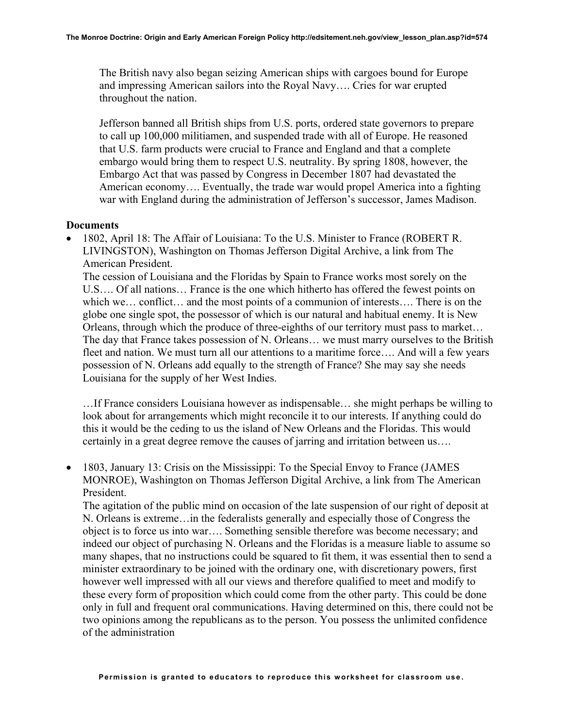> The British navy also began seizing American ships with cargoes bound for Europe and impressing American sailors into the Royal Navy…. Cries for war erupted throughout the nation.
>
> Jefferson banned all British ships from U.S. ports, ordered state governors to prepare to call up 100,000 militiamen, and suspended trade with all of Europe. He reasoned that U.S. farm products were crucial to France and England and that a complete embargo would bring them to respect U.S. neutrality. By spring 1808, however, the Embargo Act that was passed by Congress in December 1807 had devastated the American economy…. Eventually, the trade war would propel America into a fighting war with England during the administration of Jefferson's successor, James Madison.

**Documents**

- 1802, April 18: The Affair of Louisiana: To the U.S. Minister to France (ROBERT R. LIVINGSTON), Washington on Thomas Jefferson Digital Archive, a link from The American President.

  The cession of Louisiana and the Floridas by Spain to France works most sorely on the U.S…. Of all nations… France is the one which hitherto has offered the fewest points on which we… conflict… and the most points of a communion of interests…. There is on the globe one single spot, the possessor of which is our natural and habitual enemy. It is New Orleans, through which the produce of three-eighths of our territory must pass to market… The day that France takes possession of N. Orleans… we must marry ourselves to the British fleet and nation. We must turn all our attentions to a maritime force…. And will a few years possession of N. Orleans add equally to the strength of France? She may say she needs Louisiana for the supply of her West Indies.

  …If France considers Louisiana however as indispensable… she might perhaps be willing to look about for arrangements which might reconcile it to our interests. If anything could do this it would be the ceding to us the island of New Orleans and the Floridas. This would certainly in a great degree remove the causes of jarring and irritation between us….

- 1803, January 13: Crisis on the Mississippi: To the Special Envoy to France (JAMES MONROE), Washington on Thomas Jefferson Digital Archive, a link from The American President.

  The agitation of the public mind on occasion of the late suspension of our right of deposit at N. Orleans is extreme…in the federalists generally and especially those of Congress the object is to force us into war…. Something sensible therefore was become necessary; and indeed our object of purchasing N. Orleans and the Floridas is a measure liable to assume so many shapes, that no instructions could be squared to fit them, it was essential then to send a minister extraordinary to be joined with the ordinary one, with discretionary powers, first however well impressed with all our views and therefore qualified to meet and modify to these every form of proposition which could come from the other party. This could be done only in full and frequent oral communications. Having determined on this, there could not be two opinions among the republicans as to the person. You possess the unlimited confidence of the administration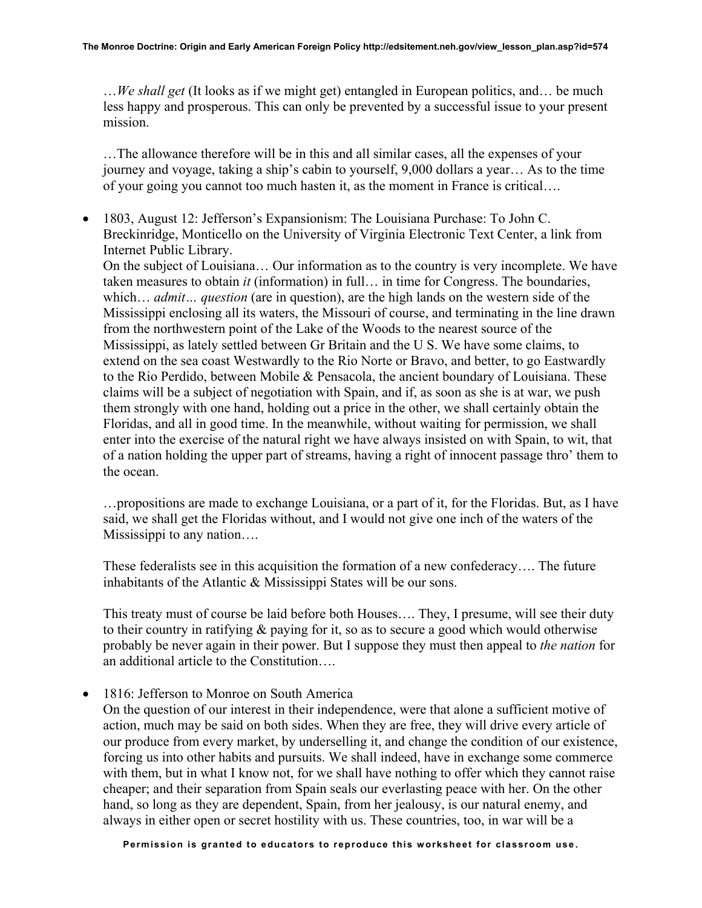…*We shall get* (It looks as if we might get) entangled in European politics, and… be much less happy and prosperous. This can only be prevented by a successful issue to your present mission.

…The allowance therefore will be in this and all similar cases, all the expenses of your journey and voyage, taking a ship's cabin to yourself, 9,000 dollars a year… As to the time of your going you cannot too much hasten it, as the moment in France is critical….

- 1803, August 12: Jefferson's Expansionism: The Louisiana Purchase: To John C. Breckinridge, Monticello on the University of Virginia Electronic Text Center, a link from Internet Public Library.

  On the subject of Louisiana… Our information as to the country is very incomplete. We have taken measures to obtain *it* (information) in full… in time for Congress. The boundaries, which… *admit… question* (are in question), are the high lands on the western side of the Mississippi enclosing all its waters, the Missouri of course, and terminating in the line drawn from the northwestern point of the Lake of the Woods to the nearest source of the Mississippi, as lately settled between Gr Britain and the U S. We have some claims, to extend on the sea coast Westwardly to the Rio Norte or Bravo, and better, to go Eastwardly to the Rio Perdido, between Mobile & Pensacola, the ancient boundary of Louisiana. These claims will be a subject of negotiation with Spain, and if, as soon as she is at war, we push them strongly with one hand, holding out a price in the other, we shall certainly obtain the Floridas, and all in good time. In the meanwhile, without waiting for permission, we shall enter into the exercise of the natural right we have always insisted on with Spain, to wit, that of a nation holding the upper part of streams, having a right of innocent passage thro' them to the ocean.

  …propositions are made to exchange Louisiana, or a part of it, for the Floridas. But, as I have said, we shall get the Floridas without, and I would not give one inch of the waters of the Mississippi to any nation….

  These federalists see in this acquisition the formation of a new confederacy…. The future inhabitants of the Atlantic & Mississippi States will be our sons.

  This treaty must of course be laid before both Houses…. They, I presume, will see their duty to their country in ratifying & paying for it, so as to secure a good which would otherwise probably be never again in their power. But I suppose they must then appeal to *the nation* for an additional article to the Constitution….

- 1816: Jefferson to Monroe on South America

  On the question of our interest in their independence, were that alone a sufficient motive of action, much may be said on both sides. When they are free, they will drive every article of our produce from every market, by underselling it, and change the condition of our existence, forcing us into other habits and pursuits. We shall indeed, have in exchange some commerce with them, but in what I know not, for we shall have nothing to offer which they cannot raise cheaper; and their separation from Spain seals our everlasting peace with her. On the other hand, so long as they are dependent, Spain, from her jealousy, is our natural enemy, and always in either open or secret hostility with us. These countries, too, in war will be a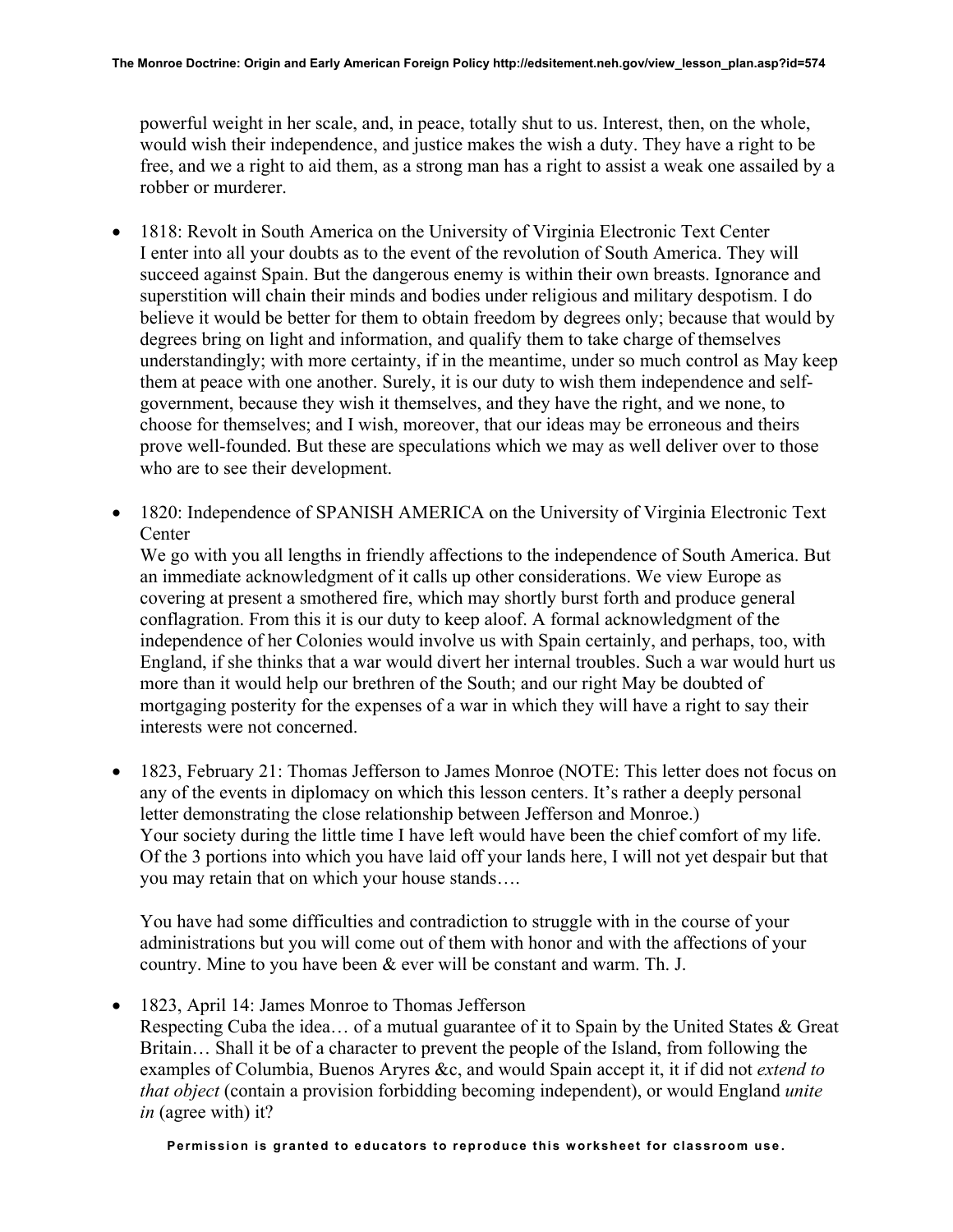powerful weight in her scale, and, in peace, totally shut to us. Interest, then, on the whole, would wish their independence, and justice makes the wish a duty. They have a right to be free, and we a right to aid them, as a strong man has a right to assist a weak one assailed by a robber or murderer.

- 1818: Revolt in South America on the University of Virginia Electronic Text Center
  I enter into all your doubts as to the event of the revolution of South America. They will succeed against Spain. But the dangerous enemy is within their own breasts. Ignorance and superstition will chain their minds and bodies under religious and military despotism. I do believe it would be better for them to obtain freedom by degrees only; because that would by degrees bring on light and information, and qualify them to take charge of themselves understandingly; with more certainty, if in the meantime, under so much control as May keep them at peace with one another. Surely, it is our duty to wish them independence and self-government, because they wish it themselves, and they have the right, and we none, to choose for themselves; and I wish, moreover, that our ideas may be erroneous and theirs prove well-founded. But these are speculations which we may as well deliver over to those who are to see their development.

- 1820: Independence of SPANISH AMERICA on the University of Virginia Electronic Text Center
  We go with you all lengths in friendly affections to the independence of South America. But an immediate acknowledgment of it calls up other considerations. We view Europe as covering at present a smothered fire, which may shortly burst forth and produce general conflagration. From this it is our duty to keep aloof. A formal acknowledgment of the independence of her Colonies would involve us with Spain certainly, and perhaps, too, with England, if she thinks that a war would divert her internal troubles. Such a war would hurt us more than it would help our brethren of the South; and our right May be doubted of mortgaging posterity for the expenses of a war in which they will have a right to say their interests were not concerned.

- 1823, February 21: Thomas Jefferson to James Monroe (NOTE: This letter does not focus on any of the events in diplomacy on which this lesson centers. It's rather a deeply personal letter demonstrating the close relationship between Jefferson and Monroe.)
  Your society during the little time I have left would have been the chief comfort of my life. Of the 3 portions into which you have laid off your lands here, I will not yet despair but that you may retain that on which your house stands….

  You have had some difficulties and contradiction to struggle with in the course of your administrations but you will come out of them with honor and with the affections of your country. Mine to you have been & ever will be constant and warm. Th. J.

- 1823, April 14: James Monroe to Thomas Jefferson
  Respecting Cuba the idea… of a mutual guarantee of it to Spain by the United States & Great Britain… Shall it be of a character to prevent the people of the Island, from following the examples of Columbia, Buenos Aryres &c, and would Spain accept it, it if did not *extend to that object* (contain a provision forbidding becoming independent), or would England *unite in* (agree with) it?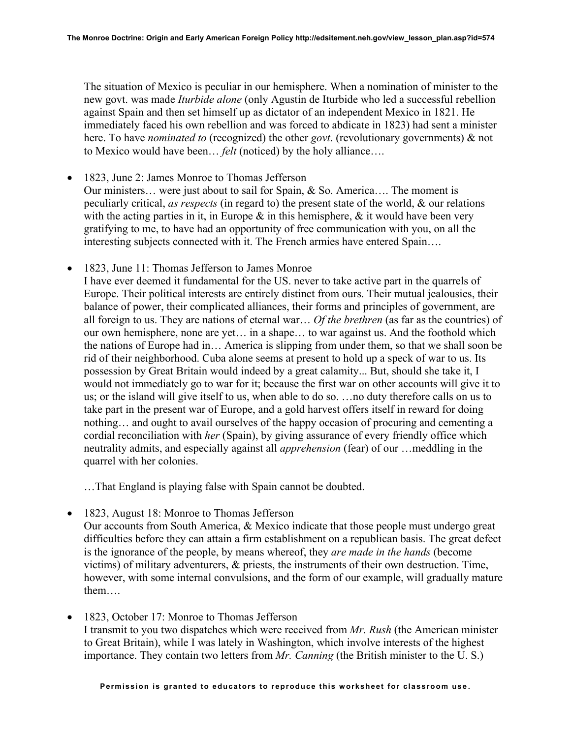The situation of Mexico is peculiar in our hemisphere. When a nomination of minister to the new govt. was made *Iturbide alone* (only Agustín de Iturbide who led a successful rebellion against Spain and then set himself up as dictator of an independent Mexico in 1821. He immediately faced his own rebellion and was forced to abdicate in 1823) had sent a minister here. To have *nominated to* (recognized) the other *govt*. (revolutionary governments) & not to Mexico would have been… *felt* (noticed) by the holy alliance….

- 1823, June 2: James Monroe to Thomas Jefferson
  Our ministers… were just about to sail for Spain, & So. America…. The moment is peculiarly critical, *as respects* (in regard to) the present state of the world, & our relations with the acting parties in it, in Europe & in this hemisphere, & it would have been very gratifying to me, to have had an opportunity of free communication with you, on all the interesting subjects connected with it. The French armies have entered Spain….

- 1823, June 11: Thomas Jefferson to James Monroe
  I have ever deemed it fundamental for the US. never to take active part in the quarrels of Europe. Their political interests are entirely distinct from ours. Their mutual jealousies, their balance of power, their complicated alliances, their forms and principles of government, are all foreign to us. They are nations of eternal war… *Of the brethren* (as far as the countries) of our own hemisphere, none are yet… in a shape… to war against us. And the foothold which the nations of Europe had in… America is slipping from under them, so that we shall soon be rid of their neighborhood. Cuba alone seems at present to hold up a speck of war to us. Its possession by Great Britain would indeed by a great calamity... But, should she take it, I would not immediately go to war for it; because the first war on other accounts will give it to us; or the island will give itself to us, when able to do so. …no duty therefore calls on us to take part in the present war of Europe, and a gold harvest offers itself in reward for doing nothing… and ought to avail ourselves of the happy occasion of procuring and cementing a cordial reconciliation with *her* (Spain), by giving assurance of every friendly office which neutrality admits, and especially against all *apprehension* (fear) of our …meddling in the quarrel with her colonies.

  …That England is playing false with Spain cannot be doubted.

- 1823, August 18: Monroe to Thomas Jefferson
  Our accounts from South America, & Mexico indicate that those people must undergo great difficulties before they can attain a firm establishment on a republican basis. The great defect is the ignorance of the people, by means whereof, they *are made in the hands* (become victims) of military adventurers, & priests, the instruments of their own destruction. Time, however, with some internal convulsions, and the form of our example, will gradually mature them….

- 1823, October 17: Monroe to Thomas Jefferson
  I transmit to you two dispatches which were received from *Mr. Rush* (the American minister to Great Britain), while I was lately in Washington, which involve interests of the highest importance. They contain two letters from *Mr. Canning* (the British minister to the U. S.)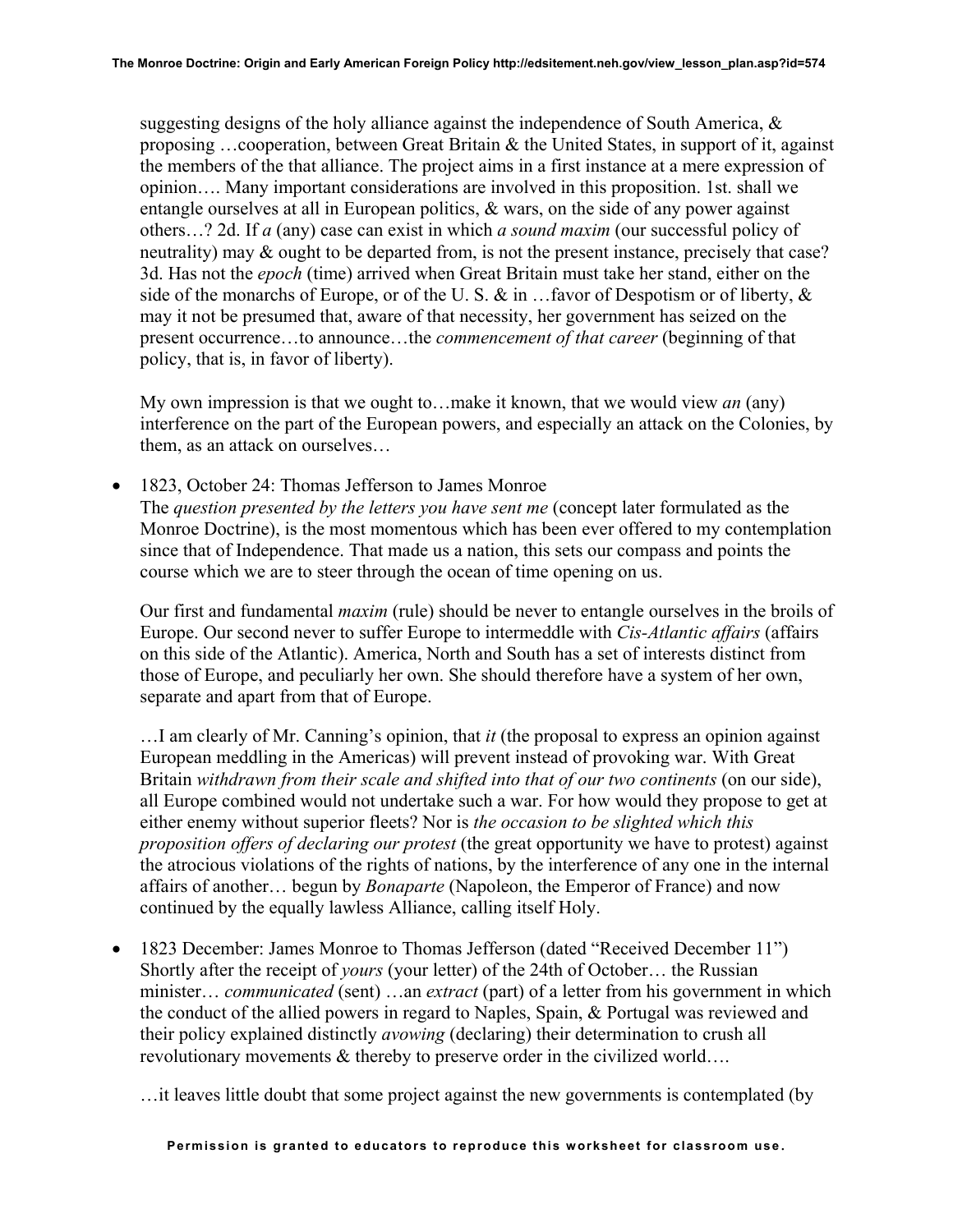suggesting designs of the holy alliance against the independence of South America, & proposing …cooperation, between Great Britain & the United States, in support of it, against the members of the that alliance. The project aims in a first instance at a mere expression of opinion…. Many important considerations are involved in this proposition. 1st. shall we entangle ourselves at all in European politics, & wars, on the side of any power against others…? 2d. If *a* (any) case can exist in which *a sound maxim* (our successful policy of neutrality) may & ought to be departed from, is not the present instance, precisely that case? 3d. Has not the *epoch* (time) arrived when Great Britain must take her stand, either on the side of the monarchs of Europe, or of the U. S. & in …favor of Despotism or of liberty, & may it not be presumed that, aware of that necessity, her government has seized on the present occurrence…to announce…the *commencement of that career* (beginning of that policy, that is, in favor of liberty).

My own impression is that we ought to…make it known, that we would view *an* (any) interference on the part of the European powers, and especially an attack on the Colonies, by them, as an attack on ourselves…

- 1823, October 24: Thomas Jefferson to James Monroe
  The *question presented by the letters you have sent me* (concept later formulated as the Monroe Doctrine), is the most momentous which has been ever offered to my contemplation since that of Independence. That made us a nation, this sets our compass and points the course which we are to steer through the ocean of time opening on us.

  Our first and fundamental *maxim* (rule) should be never to entangle ourselves in the broils of Europe. Our second never to suffer Europe to intermeddle with *Cis-Atlantic affairs* (affairs on this side of the Atlantic). America, North and South has a set of interests distinct from those of Europe, and peculiarly her own. She should therefore have a system of her own, separate and apart from that of Europe.

  …I am clearly of Mr. Canning's opinion, that *it* (the proposal to express an opinion against European meddling in the Americas) will prevent instead of provoking war. With Great Britain *withdrawn from their scale and shifted into that of our two continents* (on our side), all Europe combined would not undertake such a war. For how would they propose to get at either enemy without superior fleets? Nor is *the occasion to be slighted which this proposition offers of declaring our protest* (the great opportunity we have to protest) against the atrocious violations of the rights of nations, by the interference of any one in the internal affairs of another… begun by *Bonaparte* (Napoleon, the Emperor of France) and now continued by the equally lawless Alliance, calling itself Holy.

- 1823 December: James Monroe to Thomas Jefferson (dated "Received December 11")
  Shortly after the receipt of *yours* (your letter) of the 24th of October… the Russian minister… *communicated* (sent) …an *extract* (part) of a letter from his government in which the conduct of the allied powers in regard to Naples, Spain, & Portugal was reviewed and their policy explained distinctly *avowing* (declaring) their determination to crush all revolutionary movements & thereby to preserve order in the civilized world….

  …it leaves little doubt that some project against the new governments is contemplated (by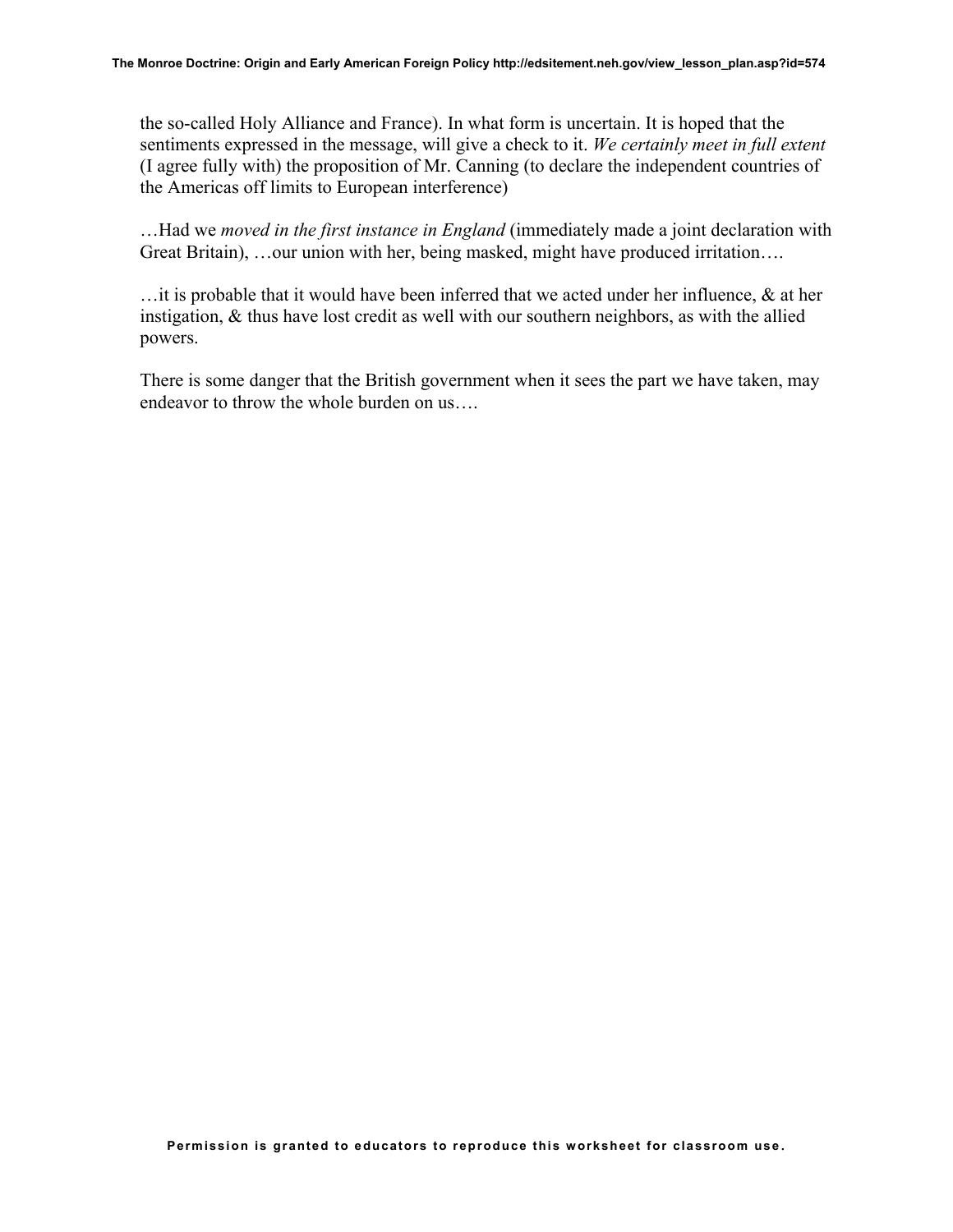the so-called Holy Alliance and France). In what form is uncertain. It is hoped that the sentiments expressed in the message, will give a check to it. *We certainly meet in full extent* (I agree fully with) the proposition of Mr. Canning (to declare the independent countries of the Americas off limits to European interference)

…Had we *moved in the first instance in England* (immediately made a joint declaration with Great Britain), …our union with her, being masked, might have produced irritation….

…it is probable that it would have been inferred that we acted under her influence, & at her instigation, & thus have lost credit as well with our southern neighbors, as with the allied powers.

There is some danger that the British government when it sees the part we have taken, may endeavor to throw the whole burden on us….